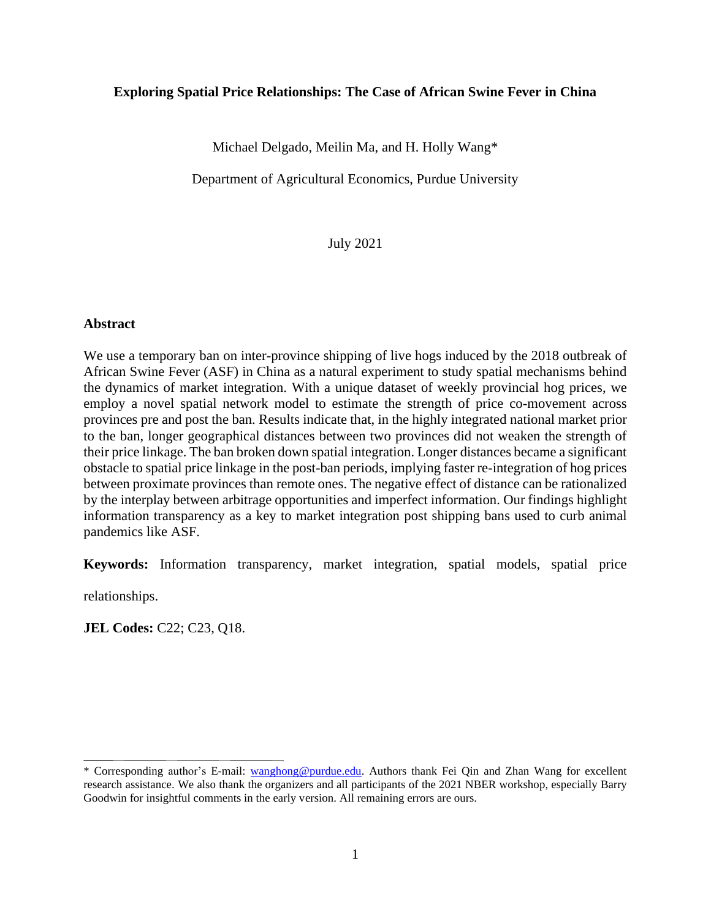# Exploring Spatial Price Relationships: The Case of African Swine Fever in China

Michael Delgado, Meilin Ma, and H. Holly Wang*

Department of Agricultural Economics, Purdue University

July 2021

## Abstract

We use a temporary ban on inter-province shipping of live hogs induced by the 2018 outbreak of African Swine Fever (ASF) in China as a natural experiment to study spatial mechanisms behind the dynamics of market integration. With a unique dataset of weekly provincial hog prices, we employ a novel spatial network model to estimate the strength of price co-movement across provinces pre and post the ban. Results indicate that, in the highly integrated national market prior to the ban, longer geographical distances between two provinces did not weaken the strength of their price linkage. The ban broken down spatial integration. Longer distances became a significant obstacle to spatial price linkage in the post-ban periods, implying faster re-integration of hog prices between proximate provinces than remote ones. The negative effect of distance can be rationalized by the interplay between arbitrage opportunities and imperfect information. Our findings highlight information transparency as a key to market integration post shipping bans used to curb animal pandemics like ASF.

**Keywords:** Information transparency, market integration, spatial models, spatial price relationships.

**JEL Codes:** C22; C23, Q18.

---

* Corresponding author's E-mail: wanghong@purdue.edu. Authors thank Fei Qin and Zhan Wang for excellent research assistance. We also thank the organizers and all participants of the 2021 NBER workshop, especially Barry Goodwin for insightful comments in the early version. All remaining errors are ours.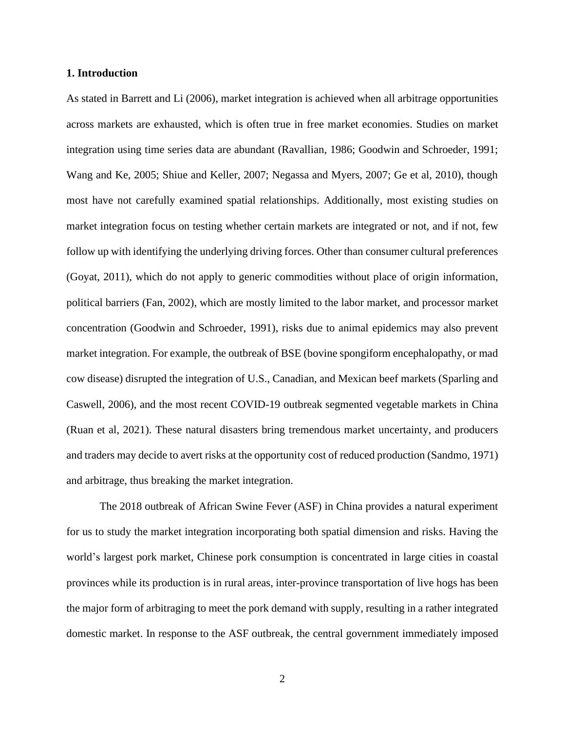## 1. Introduction

As stated in Barrett and Li (2006), market integration is achieved when all arbitrage opportunities across markets are exhausted, which is often true in free market economies. Studies on market integration using time series data are abundant (Ravallian, 1986; Goodwin and Schroeder, 1991; Wang and Ke, 2005; Shiue and Keller, 2007; Negassa and Myers, 2007; Ge et al, 2010), though most have not carefully examined spatial relationships. Additionally, most existing studies on market integration focus on testing whether certain markets are integrated or not, and if not, few follow up with identifying the underlying driving forces. Other than consumer cultural preferences (Goyat, 2011), which do not apply to generic commodities without place of origin information, political barriers (Fan, 2002), which are mostly limited to the labor market, and processor market concentration (Goodwin and Schroeder, 1991), risks due to animal epidemics may also prevent market integration. For example, the outbreak of BSE (bovine spongiform encephalopathy, or mad cow disease) disrupted the integration of U.S., Canadian, and Mexican beef markets (Sparling and Caswell, 2006), and the most recent COVID-19 outbreak segmented vegetable markets in China (Ruan et al, 2021). These natural disasters bring tremendous market uncertainty, and producers and traders may decide to avert risks at the opportunity cost of reduced production (Sandmo, 1971) and arbitrage, thus breaking the market integration.

The 2018 outbreak of African Swine Fever (ASF) in China provides a natural experiment for us to study the market integration incorporating both spatial dimension and risks. Having the world's largest pork market, Chinese pork consumption is concentrated in large cities in coastal provinces while its production is in rural areas, inter-province transportation of live hogs has been the major form of arbitraging to meet the pork demand with supply, resulting in a rather integrated domestic market. In response to the ASF outbreak, the central government immediately imposed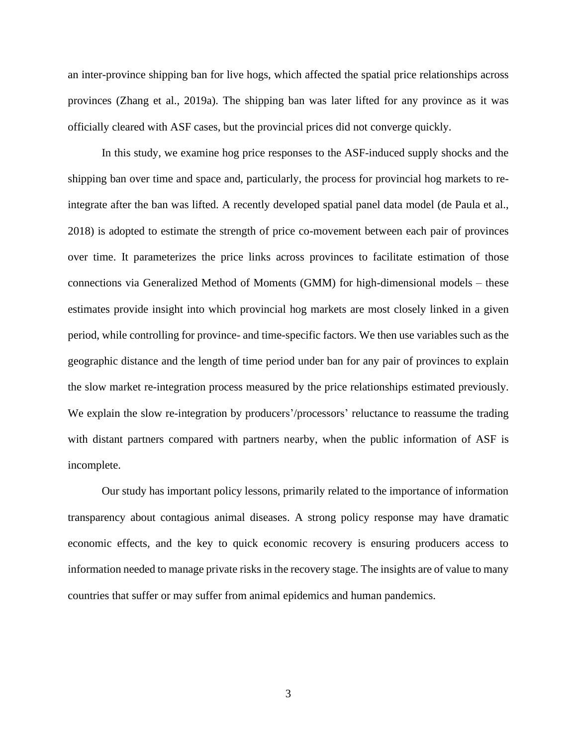an inter-province shipping ban for live hogs, which affected the spatial price relationships across provinces (Zhang et al., 2019a). The shipping ban was later lifted for any province as it was officially cleared with ASF cases, but the provincial prices did not converge quickly.

In this study, we examine hog price responses to the ASF-induced supply shocks and the shipping ban over time and space and, particularly, the process for provincial hog markets to re-integrate after the ban was lifted. A recently developed spatial panel data model (de Paula et al., 2018) is adopted to estimate the strength of price co-movement between each pair of provinces over time. It parameterizes the price links across provinces to facilitate estimation of those connections via Generalized Method of Moments (GMM) for high-dimensional models – these estimates provide insight into which provincial hog markets are most closely linked in a given period, while controlling for province- and time-specific factors. We then use variables such as the geographic distance and the length of time period under ban for any pair of provinces to explain the slow market re-integration process measured by the price relationships estimated previously. We explain the slow re-integration by producers'/processors' reluctance to reassume the trading with distant partners compared with partners nearby, when the public information of ASF is incomplete.

Our study has important policy lessons, primarily related to the importance of information transparency about contagious animal diseases. A strong policy response may have dramatic economic effects, and the key to quick economic recovery is ensuring producers access to information needed to manage private risks in the recovery stage. The insights are of value to many countries that suffer or may suffer from animal epidemics and human pandemics.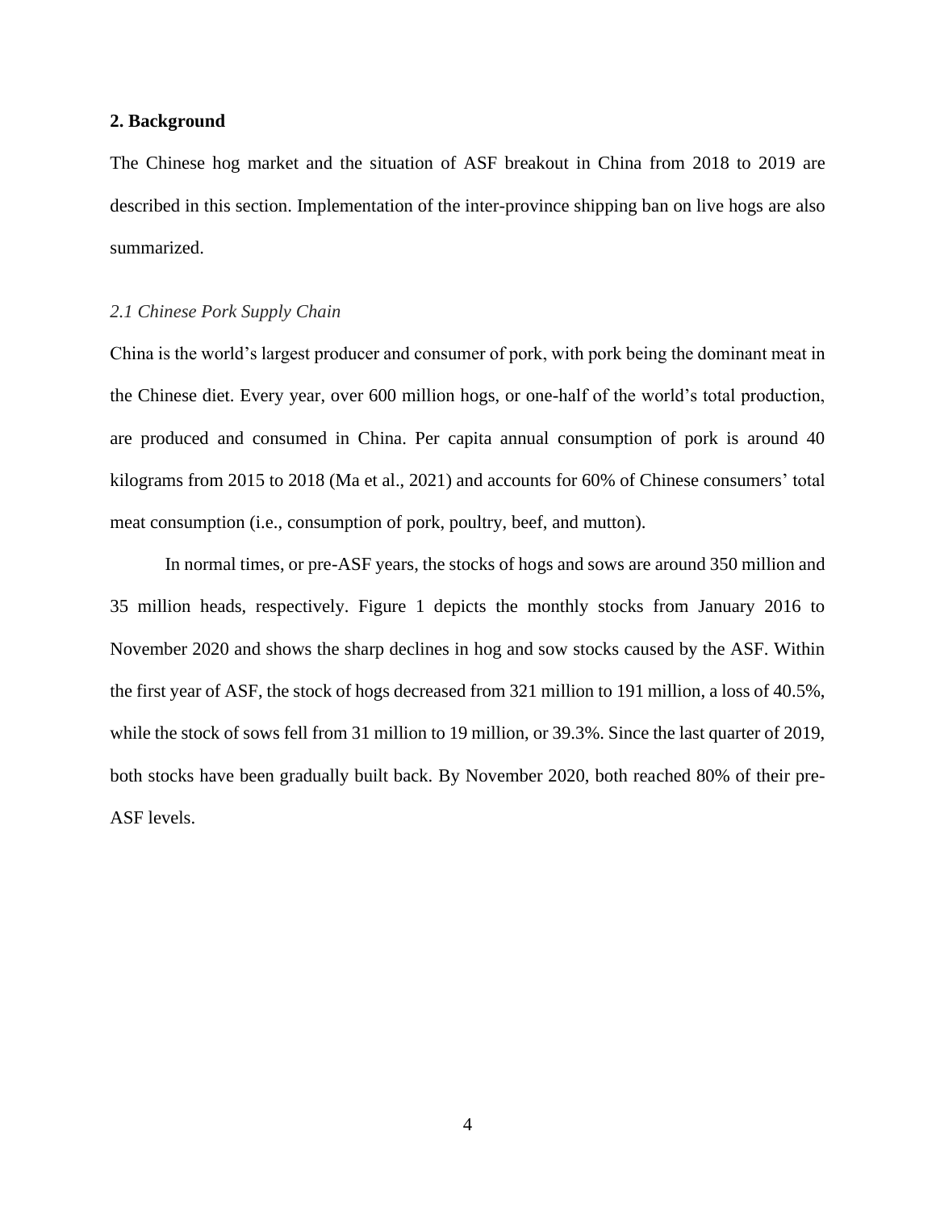## 2. Background

The Chinese hog market and the situation of ASF breakout in China from 2018 to 2019 are described in this section. Implementation of the inter-province shipping ban on live hogs are also summarized.

### *2.1 Chinese Pork Supply Chain*

China is the world's largest producer and consumer of pork, with pork being the dominant meat in the Chinese diet. Every year, over 600 million hogs, or one-half of the world's total production, are produced and consumed in China. Per capita annual consumption of pork is around 40 kilograms from 2015 to 2018 (Ma et al., 2021) and accounts for 60% of Chinese consumers' total meat consumption (i.e., consumption of pork, poultry, beef, and mutton).

In normal times, or pre-ASF years, the stocks of hogs and sows are around 350 million and 35 million heads, respectively. Figure 1 depicts the monthly stocks from January 2016 to November 2020 and shows the sharp declines in hog and sow stocks caused by the ASF. Within the first year of ASF, the stock of hogs decreased from 321 million to 191 million, a loss of 40.5%, while the stock of sows fell from 31 million to 19 million, or 39.3%. Since the last quarter of 2019, both stocks have been gradually built back. By November 2020, both reached 80% of their pre-ASF levels.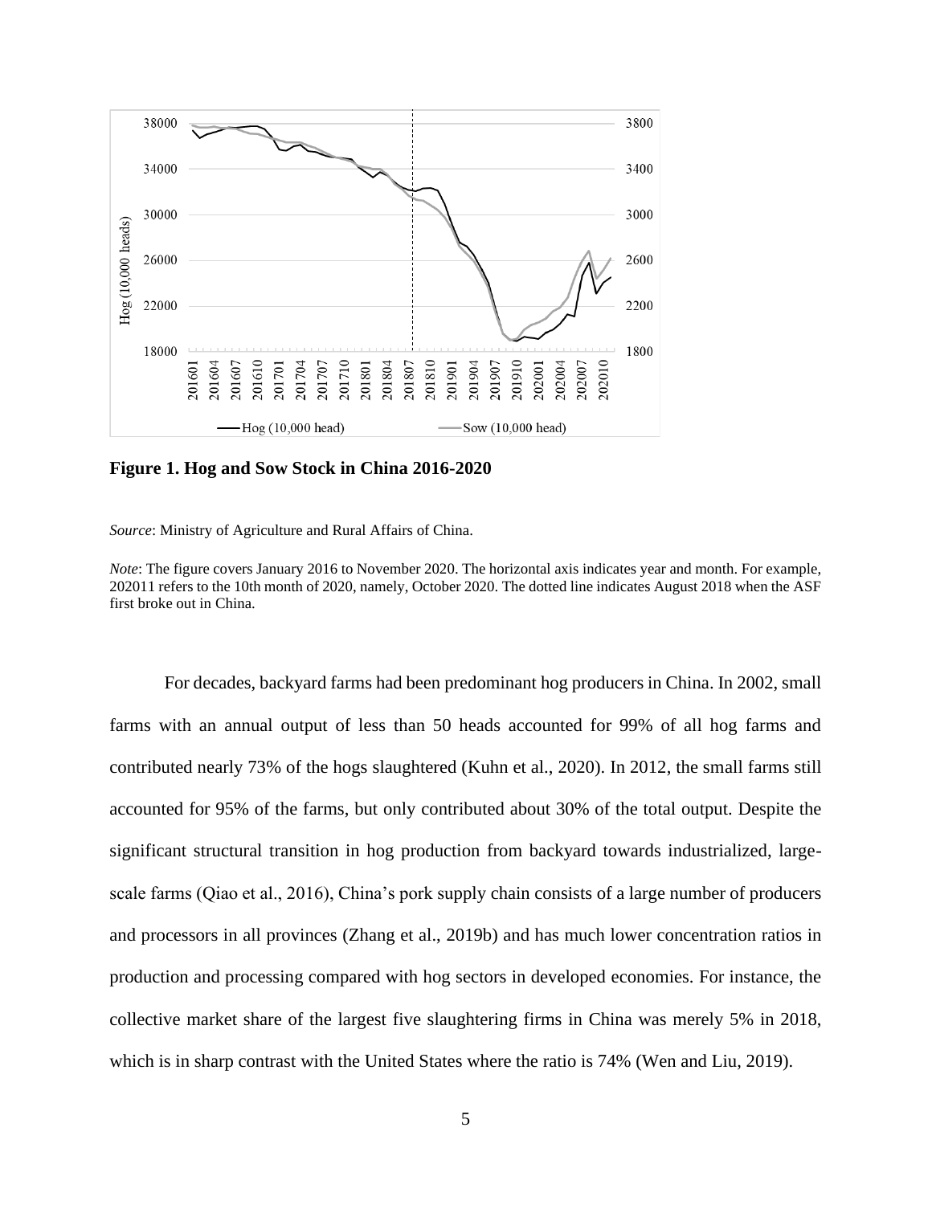**Figure 1. Hog and Sow Stock in China 2016-2020**

*Source*: Ministry of Agriculture and Rural Affairs of China.

*Note*: The figure covers January 2016 to November 2020. The horizontal axis indicates year and month. For example, 202011 refers to the 10th month of 2020, namely, October 2020. The dotted line indicates August 2018 when the ASF first broke out in China.

For decades, backyard farms had been predominant hog producers in China. In 2002, small farms with an annual output of less than 50 heads accounted for 99% of all hog farms and contributed nearly 73% of the hogs slaughtered (Kuhn et al., 2020). In 2012, the small farms still accounted for 95% of the farms, but only contributed about 30% of the total output. Despite the significant structural transition in hog production from backyard towards industrialized, large-scale farms (Qiao et al., 2016), China's pork supply chain consists of a large number of producers and processors in all provinces (Zhang et al., 2019b) and has much lower concentration ratios in production and processing compared with hog sectors in developed economies. For instance, the collective market share of the largest five slaughtering firms in China was merely 5% in 2018, which is in sharp contrast with the United States where the ratio is 74% (Wen and Liu, 2019).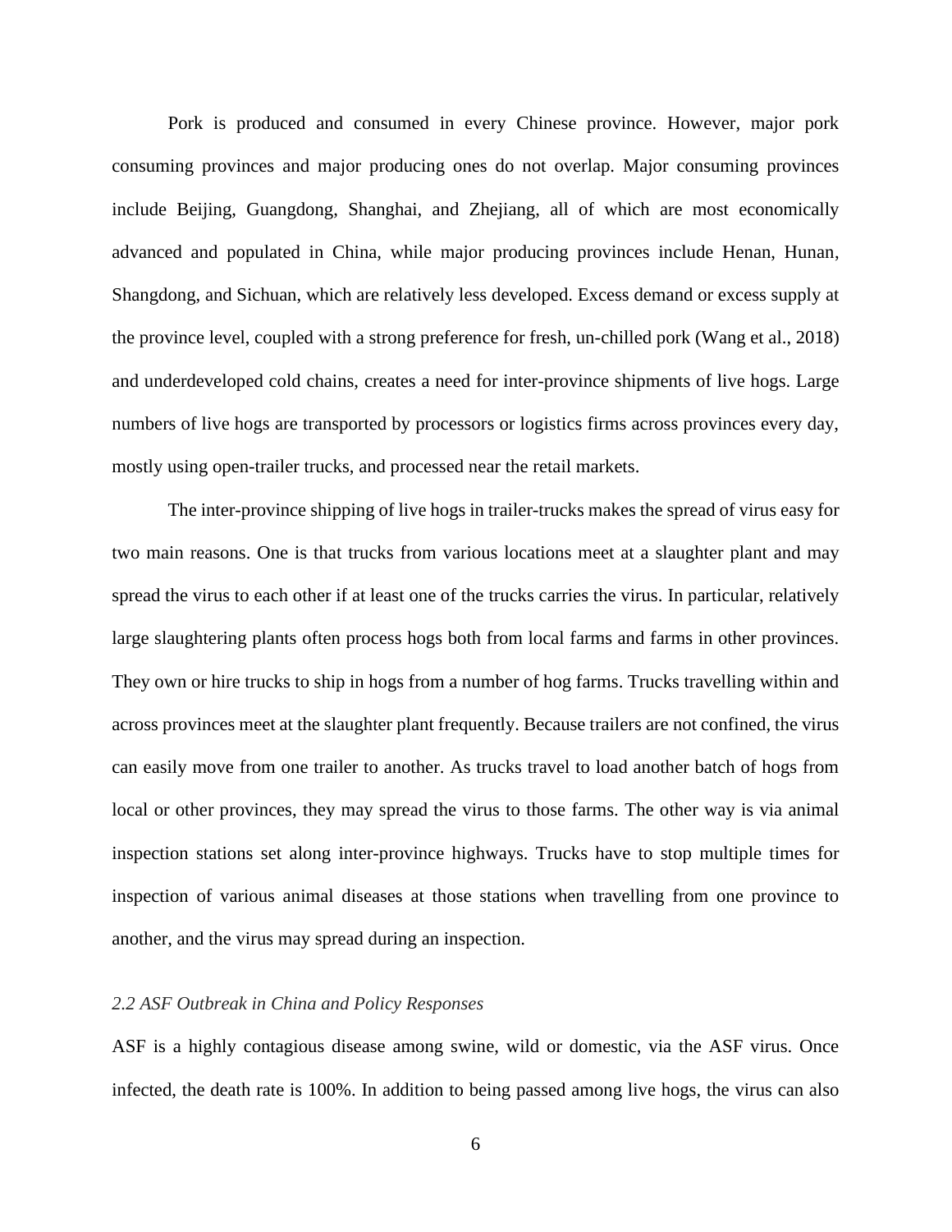Pork is produced and consumed in every Chinese province. However, major pork consuming provinces and major producing ones do not overlap. Major consuming provinces include Beijing, Guangdong, Shanghai, and Zhejiang, all of which are most economically advanced and populated in China, while major producing provinces include Henan, Hunan, Shangdong, and Sichuan, which are relatively less developed. Excess demand or excess supply at the province level, coupled with a strong preference for fresh, un-chilled pork (Wang et al., 2018) and underdeveloped cold chains, creates a need for inter-province shipments of live hogs. Large numbers of live hogs are transported by processors or logistics firms across provinces every day, mostly using open-trailer trucks, and processed near the retail markets.

The inter-province shipping of live hogs in trailer-trucks makes the spread of virus easy for two main reasons. One is that trucks from various locations meet at a slaughter plant and may spread the virus to each other if at least one of the trucks carries the virus. In particular, relatively large slaughtering plants often process hogs both from local farms and farms in other provinces. They own or hire trucks to ship in hogs from a number of hog farms. Trucks travelling within and across provinces meet at the slaughter plant frequently. Because trailers are not confined, the virus can easily move from one trailer to another. As trucks travel to load another batch of hogs from local or other provinces, they may spread the virus to those farms. The other way is via animal inspection stations set along inter-province highways. Trucks have to stop multiple times for inspection of various animal diseases at those stations when travelling from one province to another, and the virus may spread during an inspection.

### *2.2 ASF Outbreak in China and Policy Responses*

ASF is a highly contagious disease among swine, wild or domestic, via the ASF virus. Once infected, the death rate is 100%. In addition to being passed among live hogs, the virus can also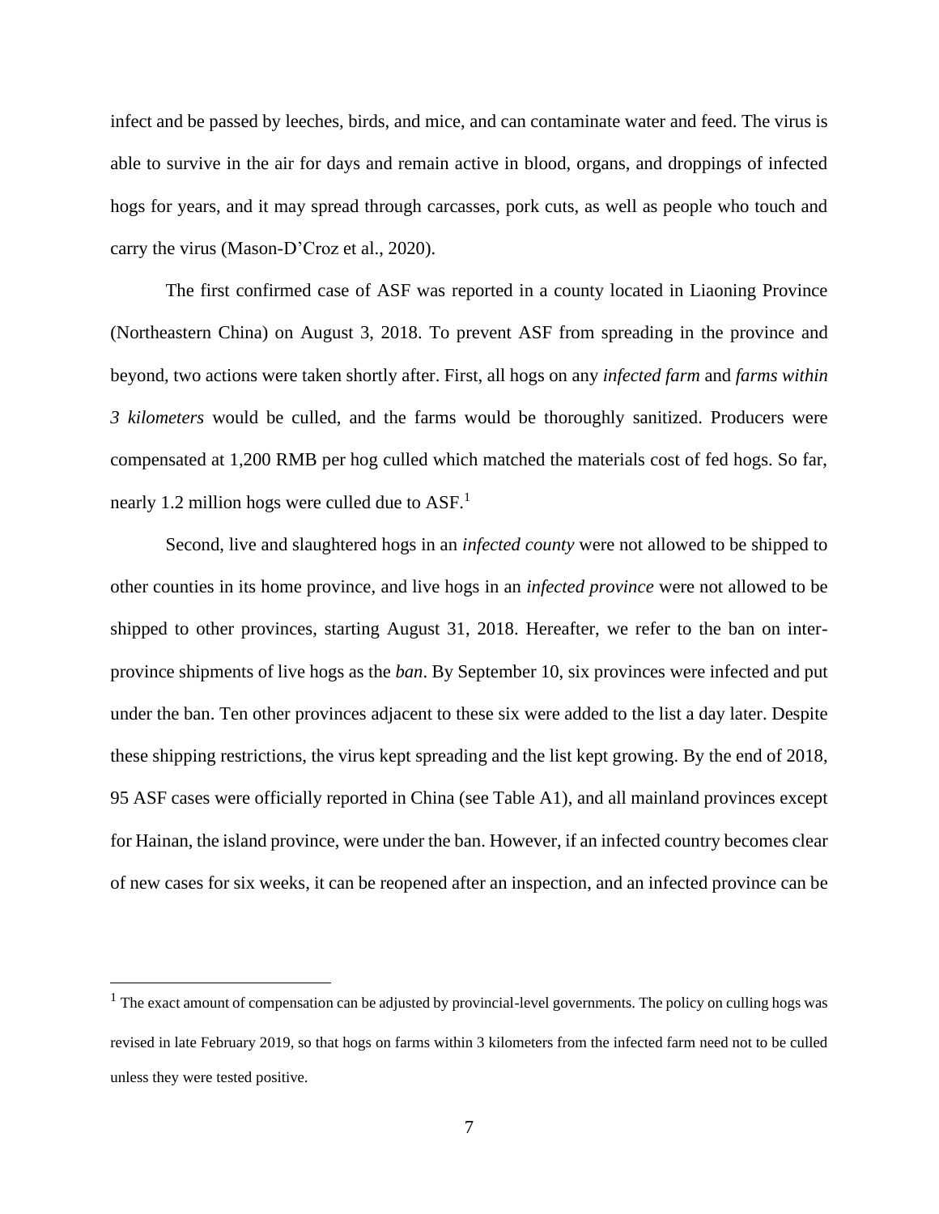infect and be passed by leeches, birds, and mice, and can contaminate water and feed. The virus is able to survive in the air for days and remain active in blood, organs, and droppings of infected hogs for years, and it may spread through carcasses, pork cuts, as well as people who touch and carry the virus (Mason-D'Croz et al., 2020).

The first confirmed case of ASF was reported in a county located in Liaoning Province (Northeastern China) on August 3, 2018. To prevent ASF from spreading in the province and beyond, two actions were taken shortly after. First, all hogs on any *infected farm* and *farms within 3 kilometers* would be culled, and the farms would be thoroughly sanitized. Producers were compensated at 1,200 RMB per hog culled which matched the materials cost of fed hogs. So far, nearly 1.2 million hogs were culled due to ASF.[1]

Second, live and slaughtered hogs in an *infected county* were not allowed to be shipped to other counties in its home province, and live hogs in an *infected province* were not allowed to be shipped to other provinces, starting August 31, 2018. Hereafter, we refer to the ban on inter-province shipments of live hogs as the *ban*. By September 10, six provinces were infected and put under the ban. Ten other provinces adjacent to these six were added to the list a day later. Despite these shipping restrictions, the virus kept spreading and the list kept growing. By the end of 2018, 95 ASF cases were officially reported in China (see Table A1), and all mainland provinces except for Hainan, the island province, were under the ban. However, if an infected country becomes clear of new cases for six weeks, it can be reopened after an inspection, and an infected province can be

---

[1] The exact amount of compensation can be adjusted by provincial-level governments. The policy on culling hogs was revised in late February 2019, so that hogs on farms within 3 kilometers from the infected farm need not to be culled unless they were tested positive.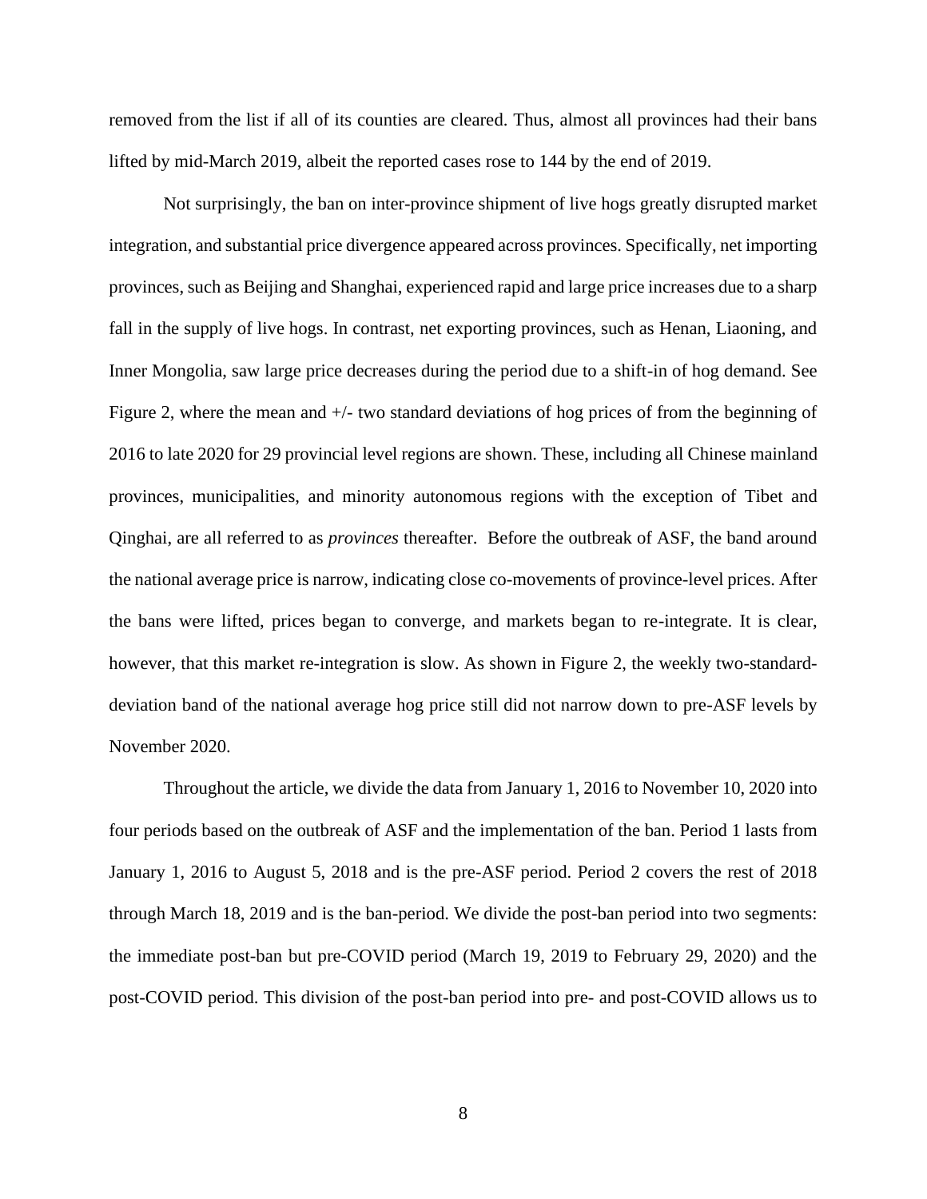removed from the list if all of its counties are cleared. Thus, almost all provinces had their bans lifted by mid-March 2019, albeit the reported cases rose to 144 by the end of 2019.

Not surprisingly, the ban on inter-province shipment of live hogs greatly disrupted market integration, and substantial price divergence appeared across provinces. Specifically, net importing provinces, such as Beijing and Shanghai, experienced rapid and large price increases due to a sharp fall in the supply of live hogs. In contrast, net exporting provinces, such as Henan, Liaoning, and Inner Mongolia, saw large price decreases during the period due to a shift-in of hog demand. See Figure 2, where the mean and +/- two standard deviations of hog prices of from the beginning of 2016 to late 2020 for 29 provincial level regions are shown. These, including all Chinese mainland provinces, municipalities, and minority autonomous regions with the exception of Tibet and Qinghai, are all referred to as *provinces* thereafter. Before the outbreak of ASF, the band around the national average price is narrow, indicating close co-movements of province-level prices. After the bans were lifted, prices began to converge, and markets began to re-integrate. It is clear, however, that this market re-integration is slow. As shown in Figure 2, the weekly two-standard-deviation band of the national average hog price still did not narrow down to pre-ASF levels by November 2020.

Throughout the article, we divide the data from January 1, 2016 to November 10, 2020 into four periods based on the outbreak of ASF and the implementation of the ban. Period 1 lasts from January 1, 2016 to August 5, 2018 and is the pre-ASF period. Period 2 covers the rest of 2018 through March 18, 2019 and is the ban-period. We divide the post-ban period into two segments: the immediate post-ban but pre-COVID period (March 19, 2019 to February 29, 2020) and the post-COVID period. This division of the post-ban period into pre- and post-COVID allows us to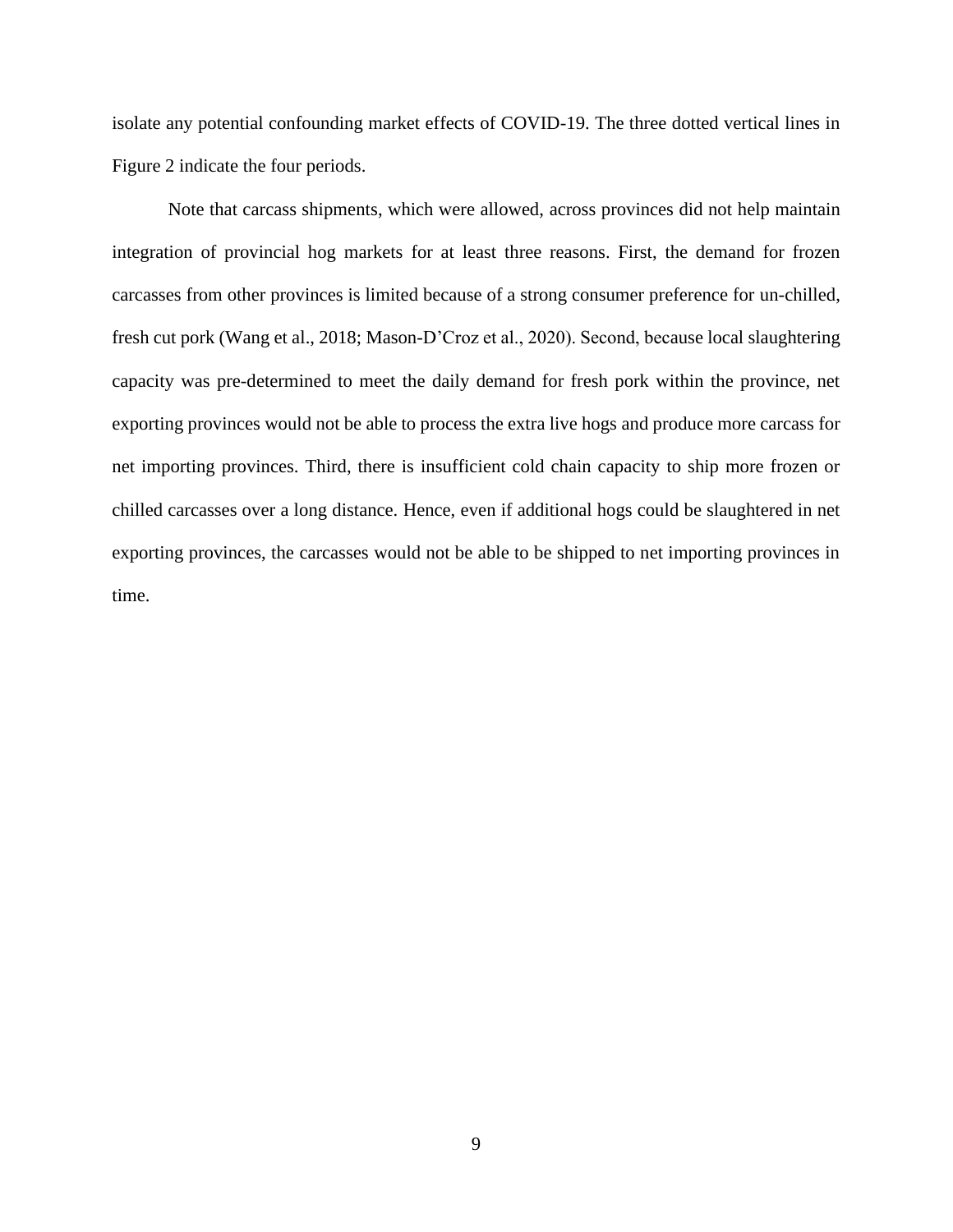isolate any potential confounding market effects of COVID-19. The three dotted vertical lines in Figure 2 indicate the four periods.

Note that carcass shipments, which were allowed, across provinces did not help maintain integration of provincial hog markets for at least three reasons. First, the demand for frozen carcasses from other provinces is limited because of a strong consumer preference for un-chilled, fresh cut pork (Wang et al., 2018; Mason-D'Croz et al., 2020). Second, because local slaughtering capacity was pre-determined to meet the daily demand for fresh pork within the province, net exporting provinces would not be able to process the extra live hogs and produce more carcass for net importing provinces. Third, there is insufficient cold chain capacity to ship more frozen or chilled carcasses over a long distance. Hence, even if additional hogs could be slaughtered in net exporting provinces, the carcasses would not be able to be shipped to net importing provinces in time.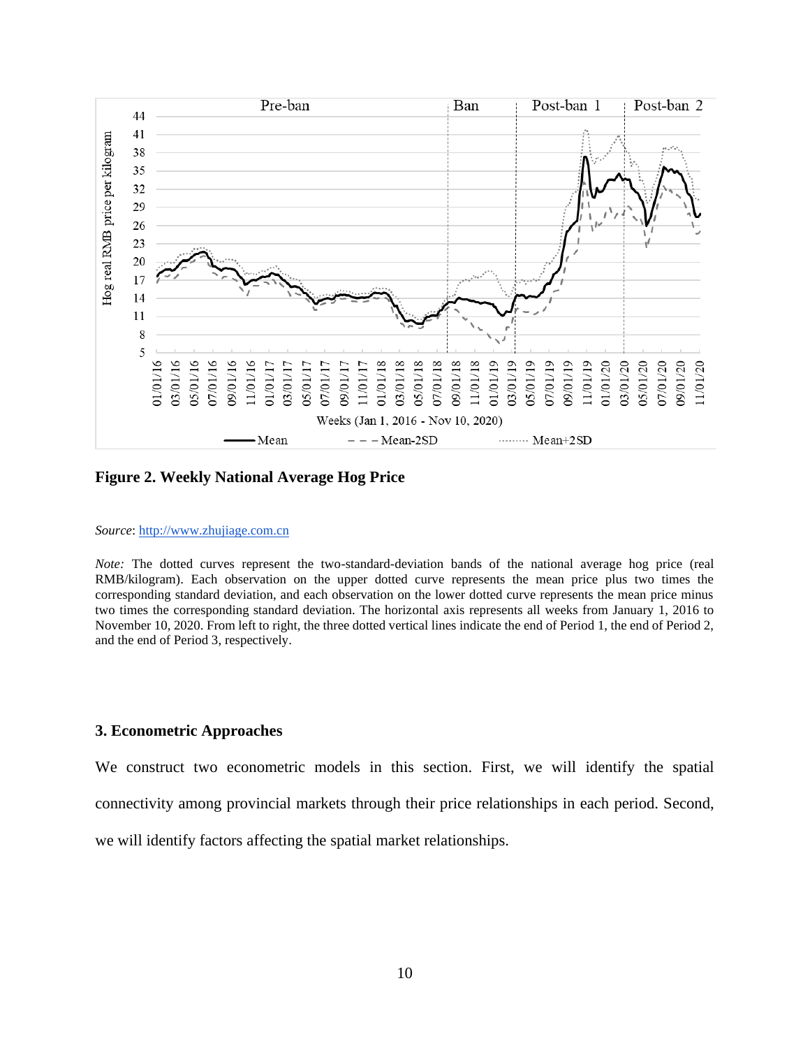**Figure 2. Weekly National Average Hog Price**

*Source*: http://www.zhujiage.com.cn

*Note:* The dotted curves represent the two-standard-deviation bands of the national average hog price (real RMB/kilogram). Each observation on the upper dotted curve represents the mean price plus two times the corresponding standard deviation, and each observation on the lower dotted curve represents the mean price minus two times the corresponding standard deviation. The horizontal axis represents all weeks from January 1, 2016 to November 10, 2020. From left to right, the three dotted vertical lines indicate the end of Period 1, the end of Period 2, and the end of Period 3, respectively.

## 3. Econometric Approaches

We construct two econometric models in this section. First, we will identify the spatial connectivity among provincial markets through their price relationships in each period. Second, we will identify factors affecting the spatial market relationships.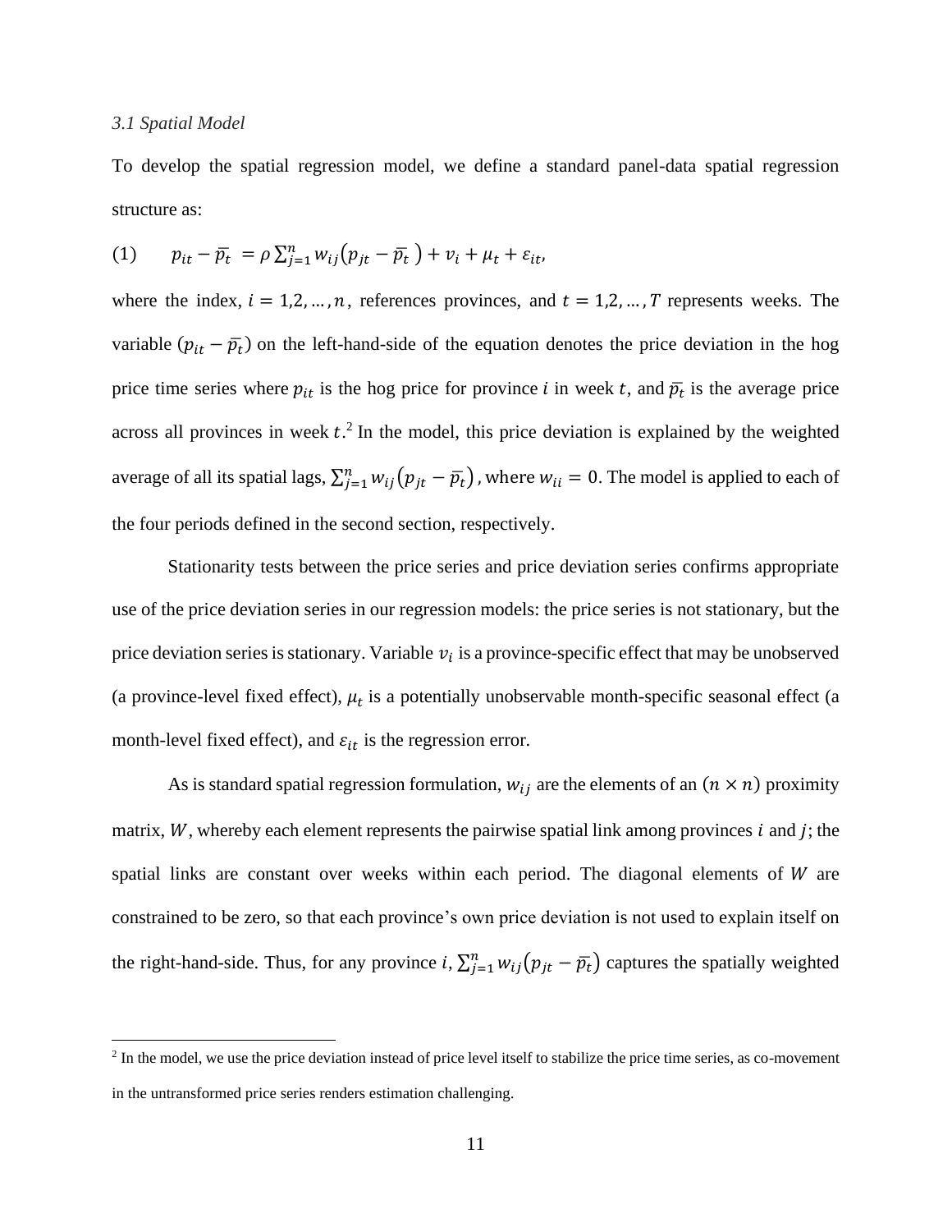*3.1 Spatial Model*

To develop the spatial regression model, we define a standard panel-data spatial regression structure as:

$$(1) \qquad p_{it} - \bar{p_t} = \rho \sum_{j=1}^{n} w_{ij}\left(p_{jt} - \bar{p_t}\right) + v_i + \mu_t + \varepsilon_{it},$$

where the index, $i = 1,2,\dots,n$, references provinces, and $t = 1,2,\dots,T$ represents weeks. The variable $(p_{it} - \bar{p_t})$ on the left-hand-side of the equation denotes the price deviation in the hog price time series where $p_{it}$ is the hog price for province $i$ in week $t$, and $\bar{p_t}$ is the average price across all provinces in week $t$.[2] In the model, this price deviation is explained by the weighted average of all its spatial lags, $\sum_{j=1}^{n} w_{ij}\left(p_{jt} - \bar{p_t}\right)$, where $w_{ii} = 0$. The model is applied to each of the four periods defined in the second section, respectively.

Stationarity tests between the price series and price deviation series confirms appropriate use of the price deviation series in our regression models: the price series is not stationary, but the price deviation series is stationary. Variable $v_i$ is a province-specific effect that may be unobserved (a province-level fixed effect), $\mu_t$ is a potentially unobservable month-specific seasonal effect (a month-level fixed effect), and $\varepsilon_{it}$ is the regression error.

As is standard spatial regression formulation, $w_{ij}$ are the elements of an $(n \times n)$ proximity matrix, $W$, whereby each element represents the pairwise spatial link among provinces $i$ and $j$; the spatial links are constant over weeks within each period. The diagonal elements of $W$ are constrained to be zero, so that each province's own price deviation is not used to explain itself on the right-hand-side. Thus, for any province $i$, $\sum_{j=1}^{n} w_{ij}\left(p_{jt} - \bar{p_t}\right)$ captures the spatially weighted

[2] In the model, we use the price deviation instead of price level itself to stabilize the price time series, as co-movement in the untransformed price series renders estimation challenging.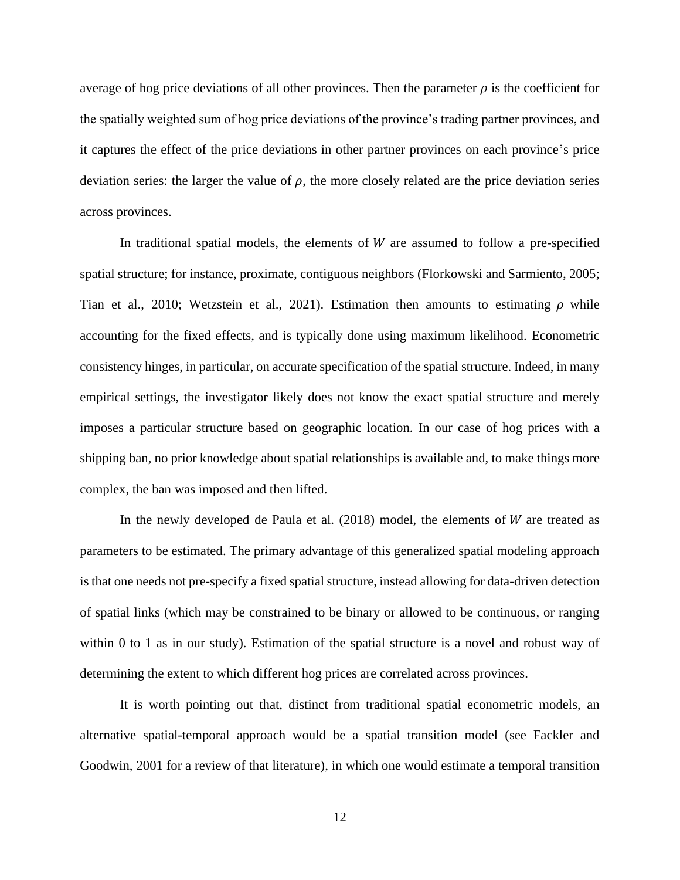average of hog price deviations of all other provinces. Then the parameter $\rho$ is the coefficient for the spatially weighted sum of hog price deviations of the province's trading partner provinces, and it captures the effect of the price deviations in other partner provinces on each province's price deviation series: the larger the value of $\rho$, the more closely related are the price deviation series across provinces.

In traditional spatial models, the elements of $W$ are assumed to follow a pre-specified spatial structure; for instance, proximate, contiguous neighbors (Florkowski and Sarmiento, 2005; Tian et al., 2010; Wetzstein et al., 2021). Estimation then amounts to estimating $\rho$ while accounting for the fixed effects, and is typically done using maximum likelihood. Econometric consistency hinges, in particular, on accurate specification of the spatial structure. Indeed, in many empirical settings, the investigator likely does not know the exact spatial structure and merely imposes a particular structure based on geographic location. In our case of hog prices with a shipping ban, no prior knowledge about spatial relationships is available and, to make things more complex, the ban was imposed and then lifted.

In the newly developed de Paula et al. (2018) model, the elements of $W$ are treated as parameters to be estimated. The primary advantage of this generalized spatial modeling approach is that one needs not pre-specify a fixed spatial structure, instead allowing for data-driven detection of spatial links (which may be constrained to be binary or allowed to be continuous, or ranging within 0 to 1 as in our study). Estimation of the spatial structure is a novel and robust way of determining the extent to which different hog prices are correlated across provinces.

It is worth pointing out that, distinct from traditional spatial econometric models, an alternative spatial-temporal approach would be a spatial transition model (see Fackler and Goodwin, 2001 for a review of that literature), in which one would estimate a temporal transition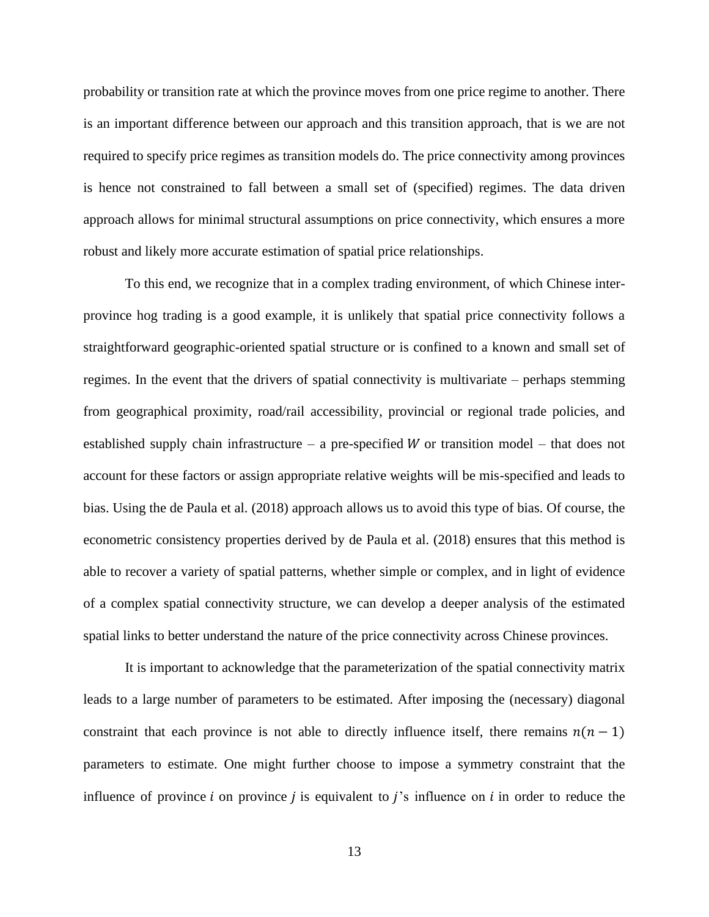probability or transition rate at which the province moves from one price regime to another. There is an important difference between our approach and this transition approach, that is we are not required to specify price regimes as transition models do. The price connectivity among provinces is hence not constrained to fall between a small set of (specified) regimes. The data driven approach allows for minimal structural assumptions on price connectivity, which ensures a more robust and likely more accurate estimation of spatial price relationships.

To this end, we recognize that in a complex trading environment, of which Chinese inter-province hog trading is a good example, it is unlikely that spatial price connectivity follows a straightforward geographic-oriented spatial structure or is confined to a known and small set of regimes. In the event that the drivers of spatial connectivity is multivariate – perhaps stemming from geographical proximity, road/rail accessibility, provincial or regional trade policies, and established supply chain infrastructure – a pre-specified $W$ or transition model – that does not account for these factors or assign appropriate relative weights will be mis-specified and leads to bias. Using the de Paula et al. (2018) approach allows us to avoid this type of bias. Of course, the econometric consistency properties derived by de Paula et al. (2018) ensures that this method is able to recover a variety of spatial patterns, whether simple or complex, and in light of evidence of a complex spatial connectivity structure, we can develop a deeper analysis of the estimated spatial links to better understand the nature of the price connectivity across Chinese provinces.

It is important to acknowledge that the parameterization of the spatial connectivity matrix leads to a large number of parameters to be estimated. After imposing the (necessary) diagonal constraint that each province is not able to directly influence itself, there remains $n(n-1)$ parameters to estimate. One might further choose to impose a symmetry constraint that the influence of province $i$ on province $j$ is equivalent to $j$'s influence on $i$ in order to reduce the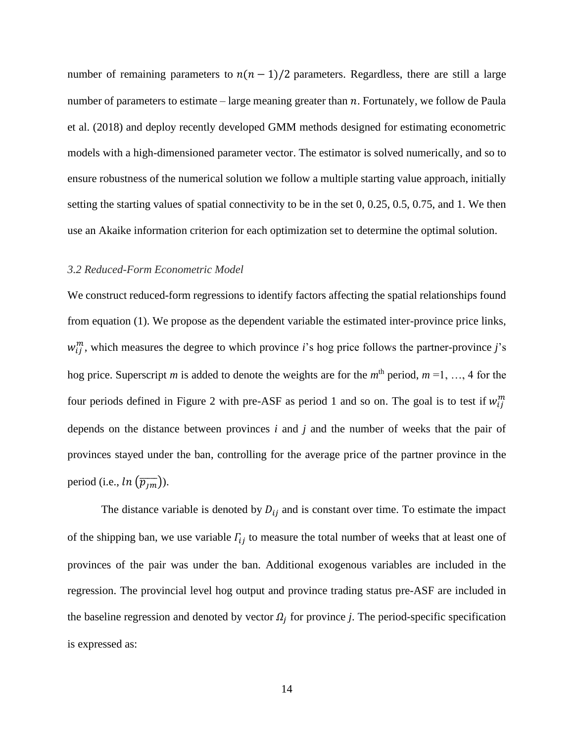number of remaining parameters to $n(n-1)/2$ parameters. Regardless, there are still a large number of parameters to estimate – large meaning greater than $n$. Fortunately, we follow de Paula et al. (2018) and deploy recently developed GMM methods designed for estimating econometric models with a high-dimensioned parameter vector. The estimator is solved numerically, and so to ensure robustness of the numerical solution we follow a multiple starting value approach, initially setting the starting values of spatial connectivity to be in the set 0, 0.25, 0.5, 0.75, and 1. We then use an Akaike information criterion for each optimization set to determine the optimal solution.

### *3.2 Reduced-Form Econometric Model*

We construct reduced-form regressions to identify factors affecting the spatial relationships found from equation (1). We propose as the dependent variable the estimated inter-province price links, $w_{ij}^{m}$, which measures the degree to which province *i*'s hog price follows the partner-province *j*'s hog price. Superscript *m* is added to denote the weights are for the $m^{\text{th}}$ period, $m = 1, \ldots, 4$ for the four periods defined in Figure 2 with pre-ASF as period 1 and so on. The goal is to test if $w_{ij}^{m}$ depends on the distance between provinces *i* and *j* and the number of weeks that the pair of provinces stayed under the ban, controlling for the average price of the partner province in the period (i.e., $ln\left(\overline{p_{jm}}\right)$).

The distance variable is denoted by $D_{ij}$ and is constant over time. To estimate the impact of the shipping ban, we use variable $\Gamma_{ij}$ to measure the total number of weeks that at least one of provinces of the pair was under the ban. Additional exogenous variables are included in the regression. The provincial level hog output and province trading status pre-ASF are included in the baseline regression and denoted by vector $\Omega_j$ for province *j*. The period-specific specification is expressed as: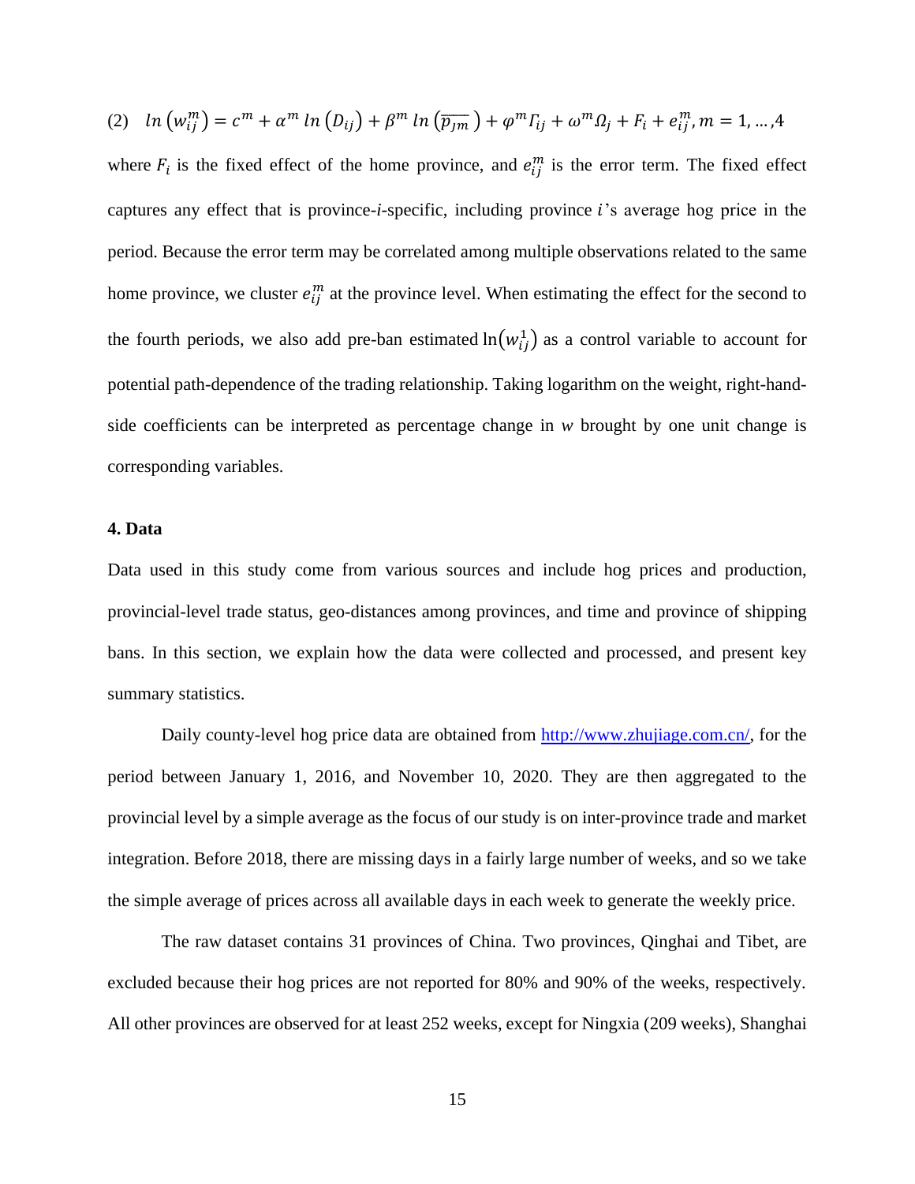(2) $ln\left(w_{ij}^{m}\right) = c^{m} + \alpha^{m}\, ln\left(D_{ij}\right) + \beta^{m}\, ln\left(\overline{p_{Jm}}\right) + \varphi^{m}\Gamma_{ij} + \omega^{m}\Omega_{j} + F_{i} + e_{ij}^{m}, m = 1, \ldots, 4$

where $F_i$ is the fixed effect of the home province, and $e_{ij}^{m}$ is the error term. The fixed effect captures any effect that is province-$i$-specific, including province $i$'s average hog price in the period. Because the error term may be correlated among multiple observations related to the same home province, we cluster $e_{ij}^{m}$ at the province level. When estimating the effect for the second to the fourth periods, we also add pre-ban estimated $\ln\left(w_{ij}^{1}\right)$ as a control variable to account for potential path-dependence of the trading relationship. Taking logarithm on the weight, right-hand-side coefficients can be interpreted as percentage change in *w* brought by one unit change is corresponding variables.

## 4. Data

Data used in this study come from various sources and include hog prices and production, provincial-level trade status, geo-distances among provinces, and time and province of shipping bans. In this section, we explain how the data were collected and processed, and present key summary statistics.

Daily county-level hog price data are obtained from http://www.zhujiage.com.cn/, for the period between January 1, 2016, and November 10, 2020. They are then aggregated to the provincial level by a simple average as the focus of our study is on inter-province trade and market integration. Before 2018, there are missing days in a fairly large number of weeks, and so we take the simple average of prices across all available days in each week to generate the weekly price.

The raw dataset contains 31 provinces of China. Two provinces, Qinghai and Tibet, are excluded because their hog prices are not reported for 80% and 90% of the weeks, respectively. All other provinces are observed for at least 252 weeks, except for Ningxia (209 weeks), Shanghai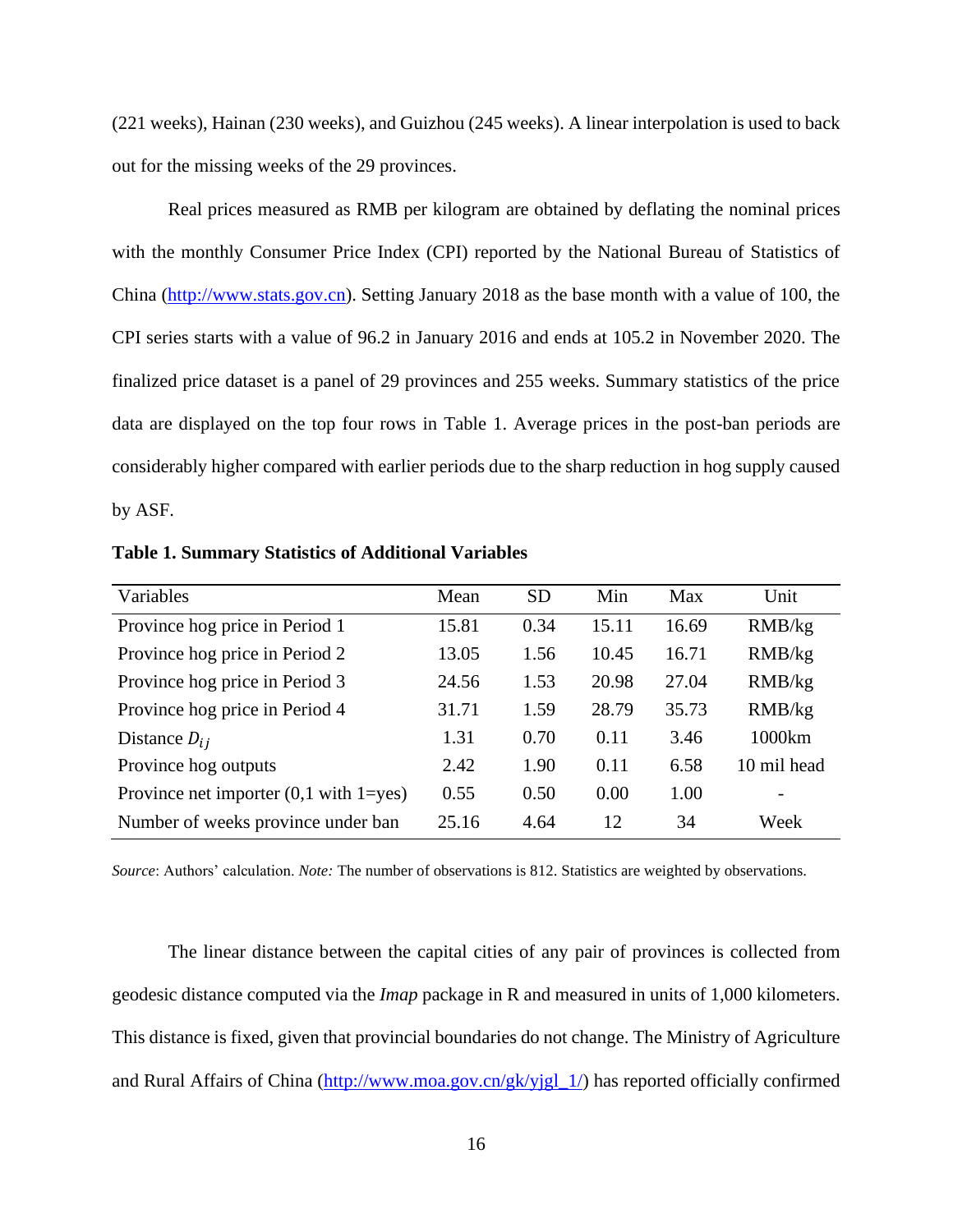(221 weeks), Hainan (230 weeks), and Guizhou (245 weeks). A linear interpolation is used to back out for the missing weeks of the 29 provinces.

Real prices measured as RMB per kilogram are obtained by deflating the nominal prices with the monthly Consumer Price Index (CPI) reported by the National Bureau of Statistics of China (http://www.stats.gov.cn). Setting January 2018 as the base month with a value of 100, the CPI series starts with a value of 96.2 in January 2016 and ends at 105.2 in November 2020. The finalized price dataset is a panel of 29 provinces and 255 weeks. Summary statistics of the price data are displayed on the top four rows in Table 1. Average prices in the post-ban periods are considerably higher compared with earlier periods due to the sharp reduction in hog supply caused by ASF.

**Table 1. Summary Statistics of Additional Variables**

| Variables | Mean | SD | Min | Max | Unit |
|---|---|---|---|---|---|
| Province hog price in Period 1 | 15.81 | 0.34 | 15.11 | 16.69 | RMB/kg |
| Province hog price in Period 2 | 13.05 | 1.56 | 10.45 | 16.71 | RMB/kg |
| Province hog price in Period 3 | 24.56 | 1.53 | 20.98 | 27.04 | RMB/kg |
| Province hog price in Period 4 | 31.71 | 1.59 | 28.79 | 35.73 | RMB/kg |
| Distance $D_{ij}$ | 1.31 | 0.70 | 0.11 | 3.46 | 1000km |
| Province hog outputs | 2.42 | 1.90 | 0.11 | 6.58 | 10 mil head |
| Province net importer (0,1 with 1=yes) | 0.55 | 0.50 | 0.00 | 1.00 | - |
| Number of weeks province under ban | 25.16 | 4.64 | 12 | 34 | Week |

*Source*: Authors' calculation. *Note:* The number of observations is 812. Statistics are weighted by observations.

The linear distance between the capital cities of any pair of provinces is collected from geodesic distance computed via the *Imap* package in R and measured in units of 1,000 kilometers. This distance is fixed, given that provincial boundaries do not change. The Ministry of Agriculture and Rural Affairs of China (http://www.moa.gov.cn/gk/yjgl_1/) has reported officially confirmed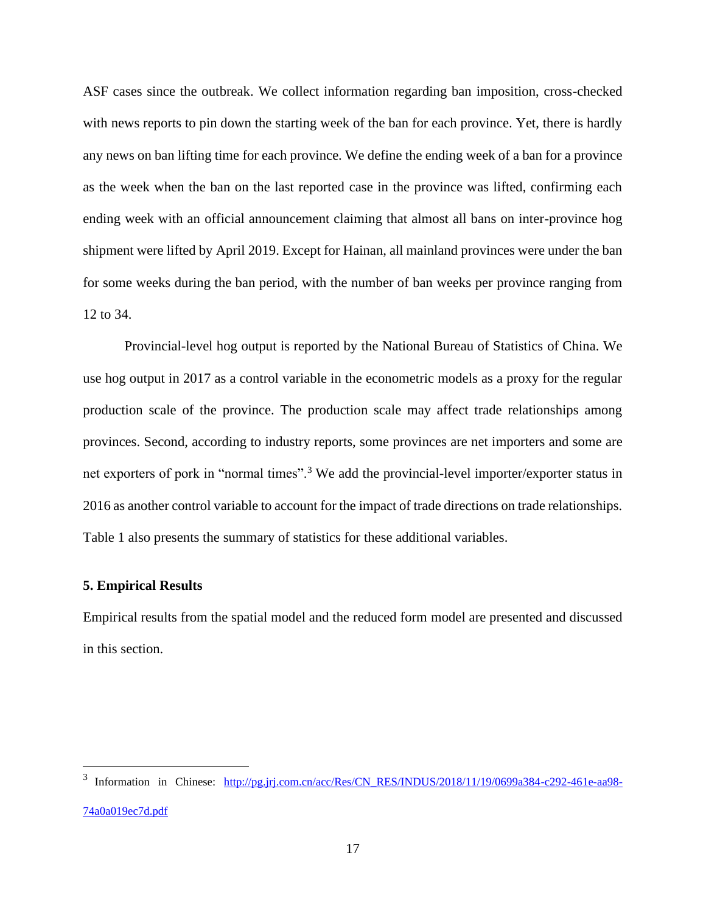ASF cases since the outbreak. We collect information regarding ban imposition, cross-checked with news reports to pin down the starting week of the ban for each province. Yet, there is hardly any news on ban lifting time for each province. We define the ending week of a ban for a province as the week when the ban on the last reported case in the province was lifted, confirming each ending week with an official announcement claiming that almost all bans on inter-province hog shipment were lifted by April 2019. Except for Hainan, all mainland provinces were under the ban for some weeks during the ban period, with the number of ban weeks per province ranging from 12 to 34.

Provincial-level hog output is reported by the National Bureau of Statistics of China. We use hog output in 2017 as a control variable in the econometric models as a proxy for the regular production scale of the province. The production scale may affect trade relationships among provinces. Second, according to industry reports, some provinces are net importers and some are net exporters of pork in "normal times".[3] We add the provincial-level importer/exporter status in 2016 as another control variable to account for the impact of trade directions on trade relationships. Table 1 also presents the summary of statistics for these additional variables.

## 5. Empirical Results

Empirical results from the spatial model and the reduced form model are presented and discussed in this section.

---

[3] Information in Chinese: http://pg.jrj.com.cn/acc/Res/CN_RES/INDUS/2018/11/19/0699a384-c292-461e-aa98-74a0a019ec7d.pdf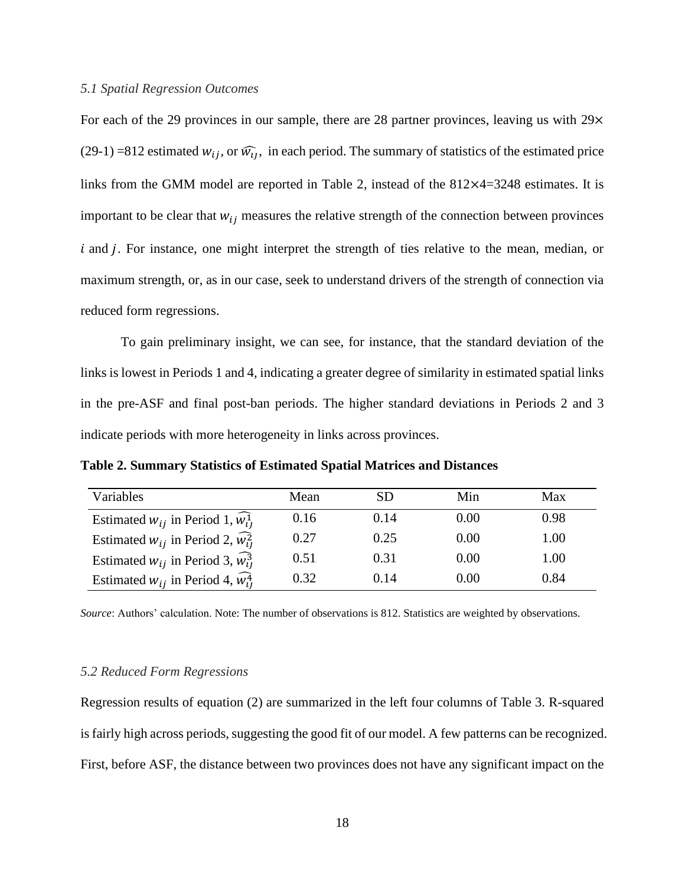*5.1 Spatial Regression Outcomes*

For each of the 29 provinces in our sample, there are 28 partner provinces, leaving us with $29\times(29\text{-}1)=812$ estimated $w_{ij}$, or $\widehat{w_{ij}}$, in each period. The summary of statistics of the estimated price links from the GMM model are reported in Table 2, instead of the $812\times4=3248$ estimates. It is important to be clear that $w_{ij}$ measures the relative strength of the connection between provinces $i$ and $j$. For instance, one might interpret the strength of ties relative to the mean, median, or maximum strength, or, as in our case, seek to understand drivers of the strength of connection via reduced form regressions.

To gain preliminary insight, we can see, for instance, that the standard deviation of the links is lowest in Periods 1 and 4, indicating a greater degree of similarity in estimated spatial links in the pre-ASF and final post-ban periods. The higher standard deviations in Periods 2 and 3 indicate periods with more heterogeneity in links across provinces.

**Table 2. Summary Statistics of Estimated Spatial Matrices and Distances**

| Variables | Mean | SD | Min | Max |
|---|---|---|---|---|
| Estimated $w_{ij}$ in Period 1, $\widehat{w_{ij}^{1}}$ | 0.16 | 0.14 | 0.00 | 0.98 |
| Estimated $w_{ij}$ in Period 2, $\widehat{w_{ij}^{2}}$ | 0.27 | 0.25 | 0.00 | 1.00 |
| Estimated $w_{ij}$ in Period 3, $\widehat{w_{ij}^{3}}$ | 0.51 | 0.31 | 0.00 | 1.00 |
| Estimated $w_{ij}$ in Period 4, $\widehat{w_{ij}^{4}}$ | 0.32 | 0.14 | 0.00 | 0.84 |

*Source*: Authors' calculation. Note: The number of observations is 812. Statistics are weighted by observations.

*5.2 Reduced Form Regressions*

Regression results of equation (2) are summarized in the left four columns of Table 3. R-squared is fairly high across periods, suggesting the good fit of our model. A few patterns can be recognized. First, before ASF, the distance between two provinces does not have any significant impact on the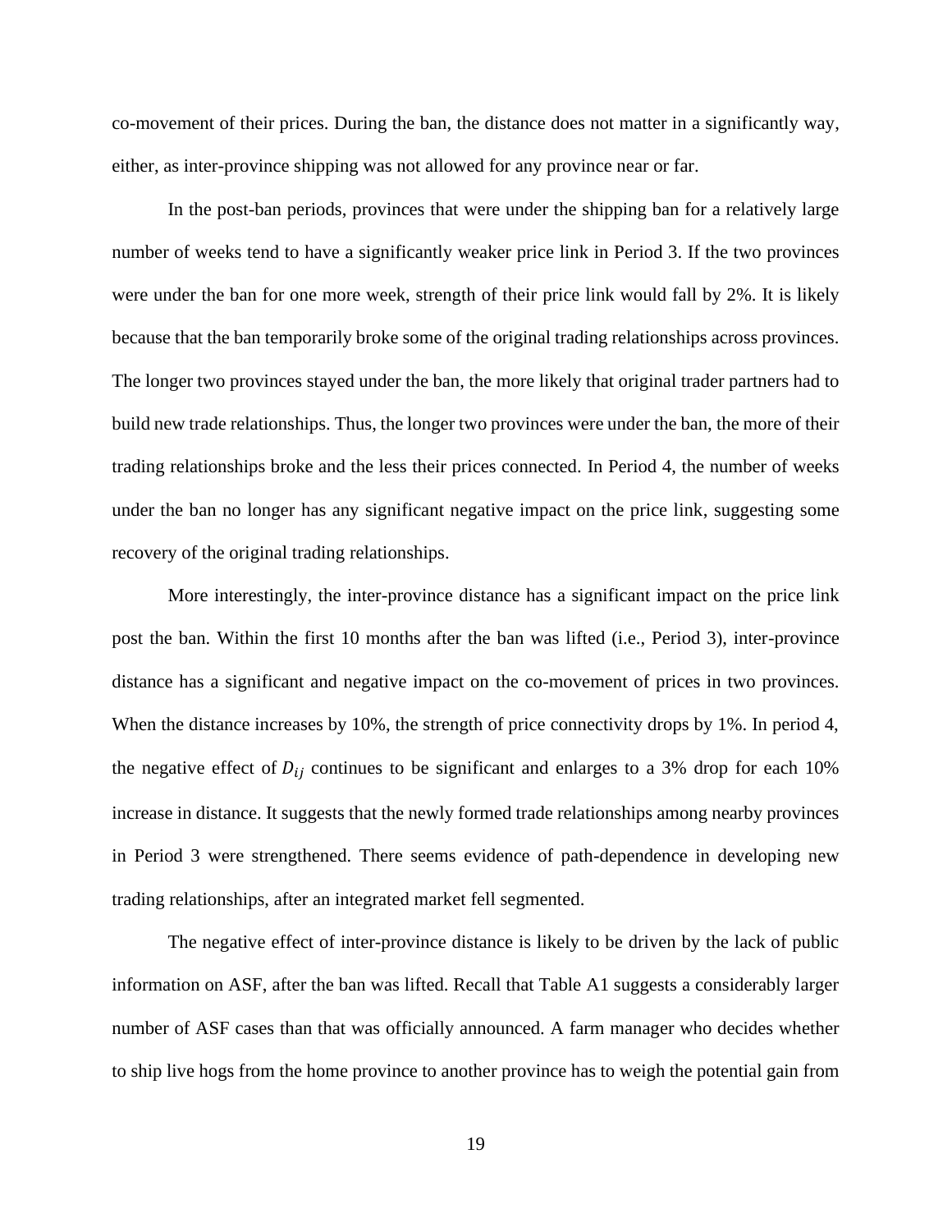co-movement of their prices. During the ban, the distance does not matter in a significantly way, either, as inter-province shipping was not allowed for any province near or far.

In the post-ban periods, provinces that were under the shipping ban for a relatively large number of weeks tend to have a significantly weaker price link in Period 3. If the two provinces were under the ban for one more week, strength of their price link would fall by 2%. It is likely because that the ban temporarily broke some of the original trading relationships across provinces. The longer two provinces stayed under the ban, the more likely that original trader partners had to build new trade relationships. Thus, the longer two provinces were under the ban, the more of their trading relationships broke and the less their prices connected. In Period 4, the number of weeks under the ban no longer has any significant negative impact on the price link, suggesting some recovery of the original trading relationships.

More interestingly, the inter-province distance has a significant impact on the price link post the ban. Within the first 10 months after the ban was lifted (i.e., Period 3), inter-province distance has a significant and negative impact on the co-movement of prices in two provinces. When the distance increases by 10%, the strength of price connectivity drops by 1%. In period 4, the negative effect of $D_{ij}$ continues to be significant and enlarges to a 3% drop for each 10% increase in distance. It suggests that the newly formed trade relationships among nearby provinces in Period 3 were strengthened. There seems evidence of path-dependence in developing new trading relationships, after an integrated market fell segmented.

The negative effect of inter-province distance is likely to be driven by the lack of public information on ASF, after the ban was lifted. Recall that Table A1 suggests a considerably larger number of ASF cases than that was officially announced. A farm manager who decides whether to ship live hogs from the home province to another province has to weigh the potential gain from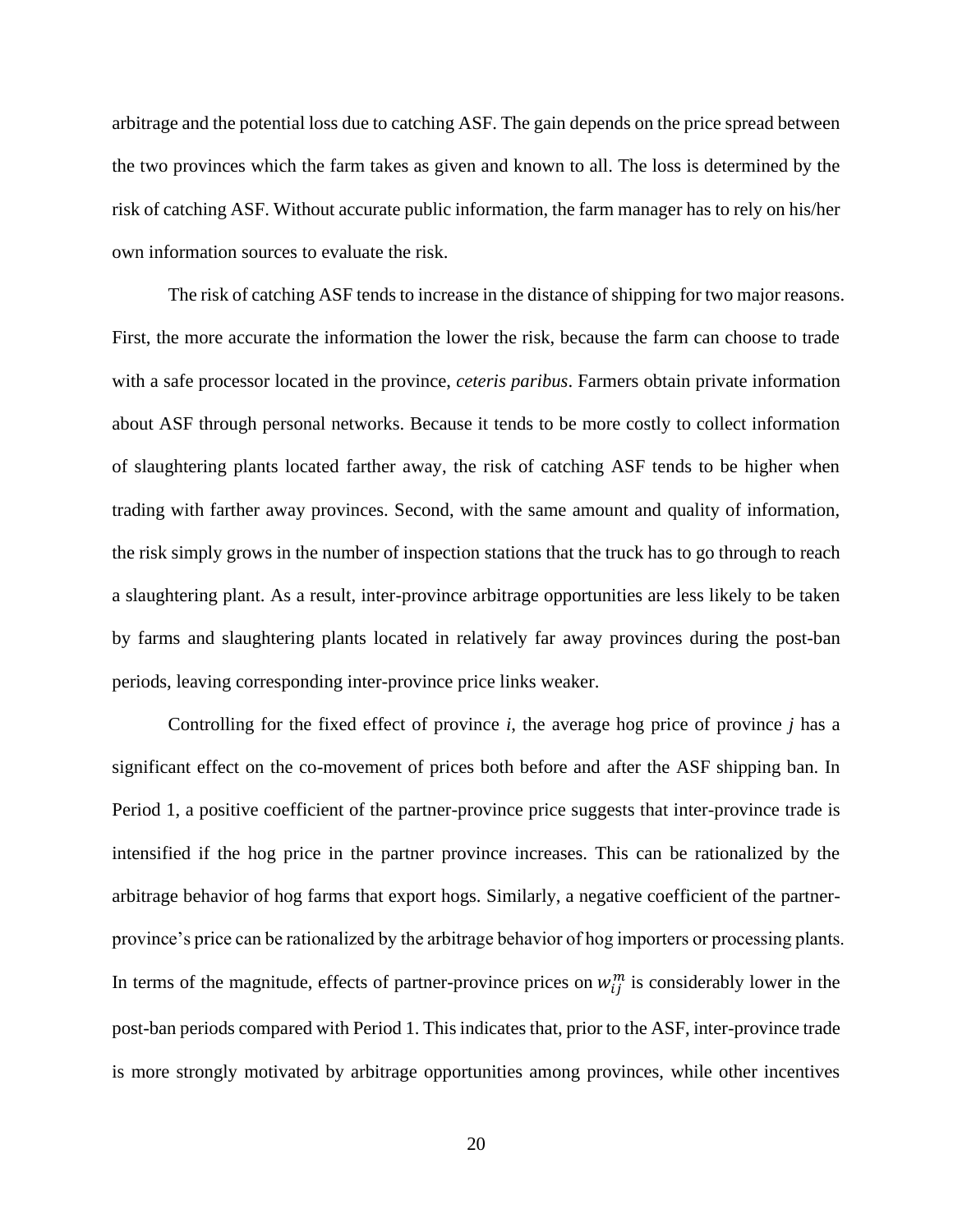arbitrage and the potential loss due to catching ASF. The gain depends on the price spread between the two provinces which the farm takes as given and known to all. The loss is determined by the risk of catching ASF. Without accurate public information, the farm manager has to rely on his/her own information sources to evaluate the risk.

The risk of catching ASF tends to increase in the distance of shipping for two major reasons. First, the more accurate the information the lower the risk, because the farm can choose to trade with a safe processor located in the province, *ceteris paribus*. Farmers obtain private information about ASF through personal networks. Because it tends to be more costly to collect information of slaughtering plants located farther away, the risk of catching ASF tends to be higher when trading with farther away provinces. Second, with the same amount and quality of information, the risk simply grows in the number of inspection stations that the truck has to go through to reach a slaughtering plant. As a result, inter-province arbitrage opportunities are less likely to be taken by farms and slaughtering plants located in relatively far away provinces during the post-ban periods, leaving corresponding inter-province price links weaker.

Controlling for the fixed effect of province *i*, the average hog price of province *j* has a significant effect on the co-movement of prices both before and after the ASF shipping ban. In Period 1, a positive coefficient of the partner-province price suggests that inter-province trade is intensified if the hog price in the partner province increases. This can be rationalized by the arbitrage behavior of hog farms that export hogs. Similarly, a negative coefficient of the partner-province's price can be rationalized by the arbitrage behavior of hog importers or processing plants. In terms of the magnitude, effects of partner-province prices on $w_{ij}^{m}$ is considerably lower in the post-ban periods compared with Period 1. This indicates that, prior to the ASF, inter-province trade is more strongly motivated by arbitrage opportunities among provinces, while other incentives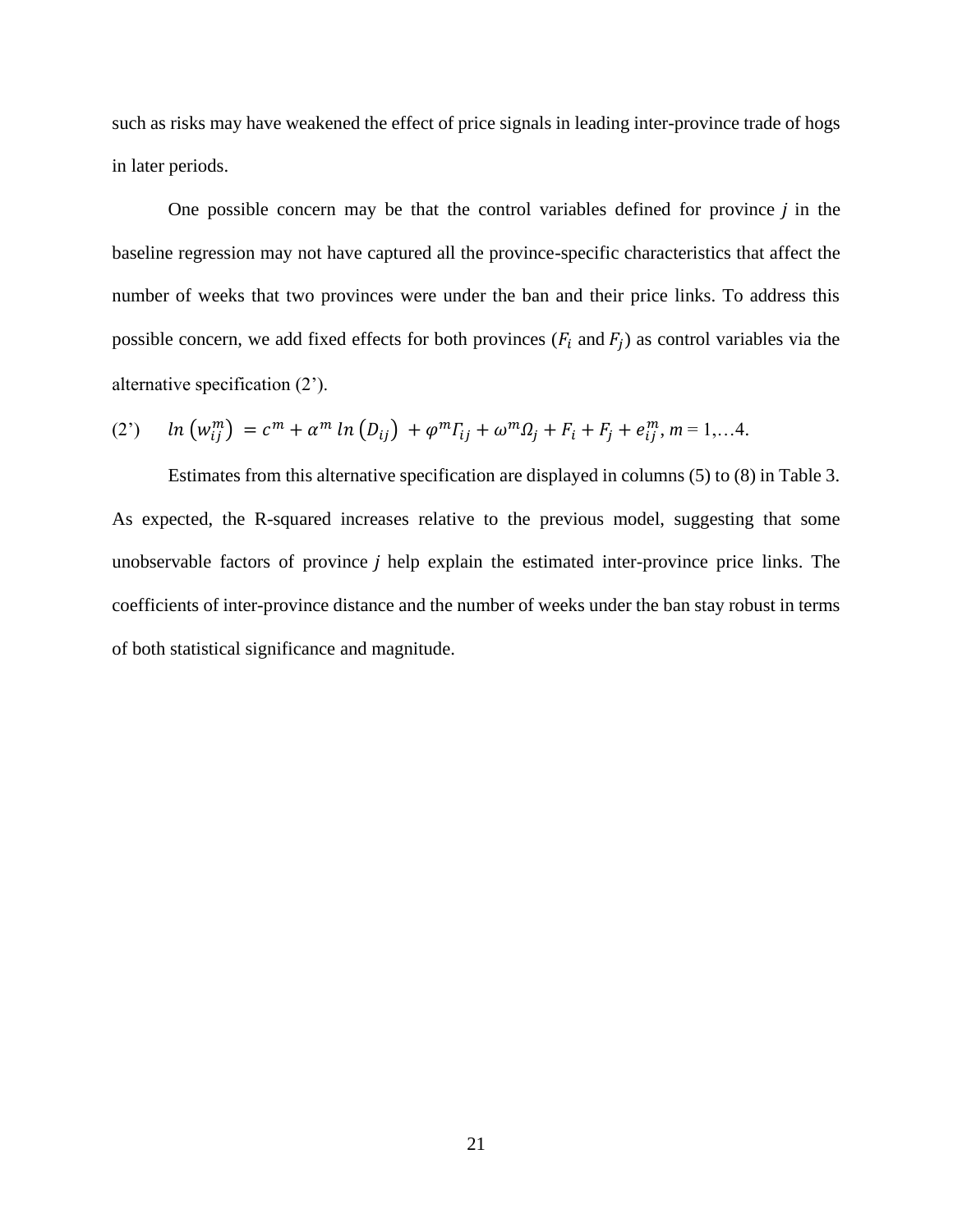such as risks may have weakened the effect of price signals in leading inter-province trade of hogs in later periods.

One possible concern may be that the control variables defined for province $j$ in the baseline regression may not have captured all the province-specific characteristics that affect the number of weeks that two provinces were under the ban and their price links. To address this possible concern, we add fixed effects for both provinces ($F_i$ and $F_j$) as control variables via the alternative specification (2').

$$(2') \qquad ln\left(w_{ij}^{m}\right) = c^{m} + \alpha^{m}\, ln\left(D_{ij}\right) + \varphi^{m}\Gamma_{ij} + \omega^{m}\Omega_{j} + F_{i} + F_{j} + e_{ij}^{m},\ m = 1,\ldots 4.$$

Estimates from this alternative specification are displayed in columns (5) to (8) in Table 3. As expected, the R-squared increases relative to the previous model, suggesting that some unobservable factors of province $j$ help explain the estimated inter-province price links. The coefficients of inter-province distance and the number of weeks under the ban stay robust in terms of both statistical significance and magnitude.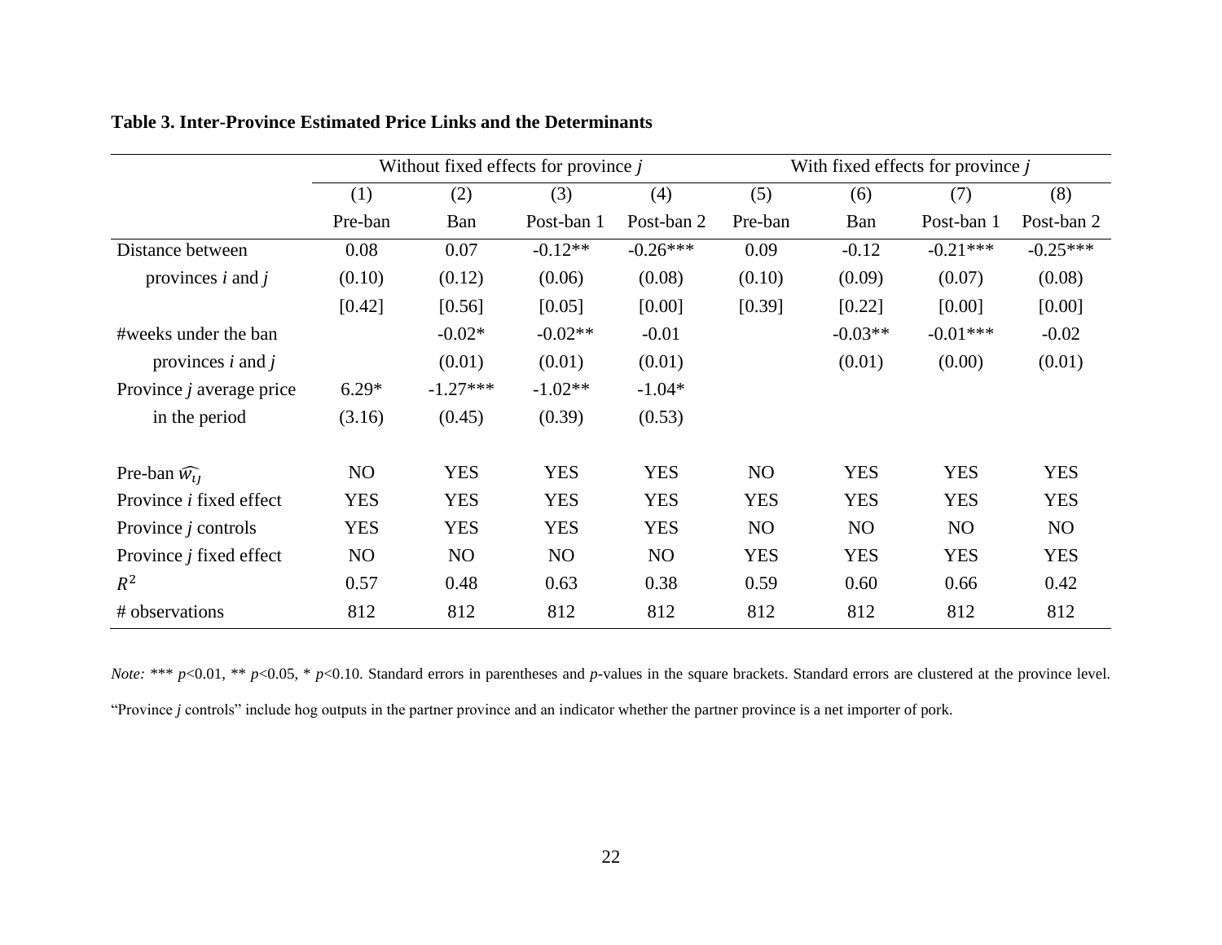**Table 3. Inter-Province Estimated Price Links and the Determinants**

| | Without fixed effects for province $j$ | | | | With fixed effects for province $j$ | | | |
|---|---|---|---|---|---|---|---|---|
| | (1) | (2) | (3) | (4) | (5) | (6) | (7) | (8) |
| | Pre-ban | Ban | Post-ban 1 | Post-ban 2 | Pre-ban | Ban | Post-ban 1 | Post-ban 2 |
| Distance between | 0.08 | 0.07 | -0.12** | -0.26*** | 0.09 | -0.12 | -0.21*** | -0.25*** |
| provinces $i$ and $j$ | (0.10) | (0.12) | (0.06) | (0.08) | (0.10) | (0.09) | (0.07) | (0.08) |
| | [0.42] | [0.56] | [0.05] | [0.00] | [0.39] | [0.22] | [0.00] | [0.00] |
| #weeks under the ban | | -0.02* | -0.02** | -0.01 | | -0.03** | -0.01*** | -0.02 |
| provinces $i$ and $j$ | | (0.01) | (0.01) | (0.01) | | (0.01) | (0.00) | (0.01) |
| Province $j$ average price | 6.29* | -1.27*** | -1.02** | -1.04* | | | | |
| in the period | (3.16) | (0.45) | (0.39) | (0.53) | | | | |
| Pre-ban $\widehat{w_{ij}}$ | NO | YES | YES | YES | NO | YES | YES | YES |
| Province $i$ fixed effect | YES | YES | YES | YES | YES | YES | YES | YES |
| Province $j$ controls | YES | YES | YES | YES | NO | NO | NO | NO |
| Province $j$ fixed effect | NO | NO | NO | NO | YES | YES | YES | YES |
| $R^2$ | 0.57 | 0.48 | 0.63 | 0.38 | 0.59 | 0.60 | 0.66 | 0.42 |
| # observations | 812 | 812 | 812 | 812 | 812 | 812 | 812 | 812 |

*Note:* *** $p$<0.01, ** $p$<0.05, * $p$<0.10. Standard errors in parentheses and $p$-values in the square brackets. Standard errors are clustered at the province level. "Province $j$ controls" include hog outputs in the partner province and an indicator whether the partner province is a net importer of pork.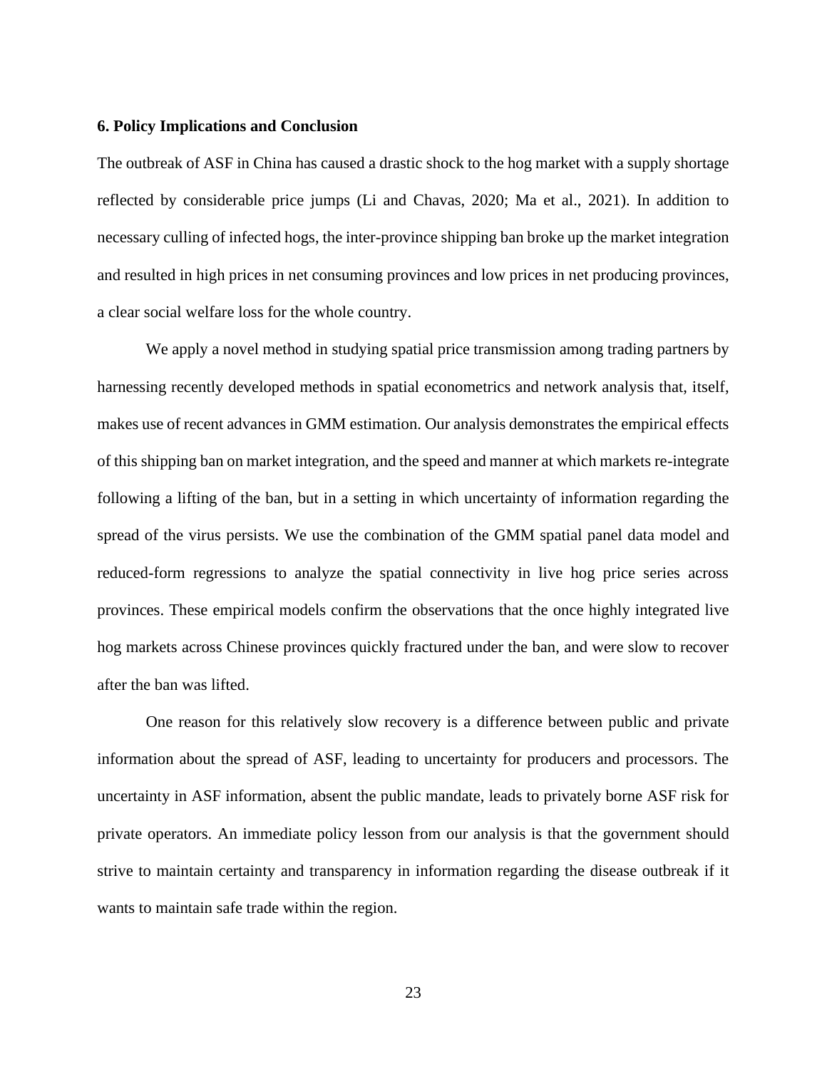## 6. Policy Implications and Conclusion

The outbreak of ASF in China has caused a drastic shock to the hog market with a supply shortage reflected by considerable price jumps (Li and Chavas, 2020; Ma et al., 2021). In addition to necessary culling of infected hogs, the inter-province shipping ban broke up the market integration and resulted in high prices in net consuming provinces and low prices in net producing provinces, a clear social welfare loss for the whole country.

We apply a novel method in studying spatial price transmission among trading partners by harnessing recently developed methods in spatial econometrics and network analysis that, itself, makes use of recent advances in GMM estimation. Our analysis demonstrates the empirical effects of this shipping ban on market integration, and the speed and manner at which markets re-integrate following a lifting of the ban, but in a setting in which uncertainty of information regarding the spread of the virus persists. We use the combination of the GMM spatial panel data model and reduced-form regressions to analyze the spatial connectivity in live hog price series across provinces. These empirical models confirm the observations that the once highly integrated live hog markets across Chinese provinces quickly fractured under the ban, and were slow to recover after the ban was lifted.

One reason for this relatively slow recovery is a difference between public and private information about the spread of ASF, leading to uncertainty for producers and processors. The uncertainty in ASF information, absent the public mandate, leads to privately borne ASF risk for private operators. An immediate policy lesson from our analysis is that the government should strive to maintain certainty and transparency in information regarding the disease outbreak if it wants to maintain safe trade within the region.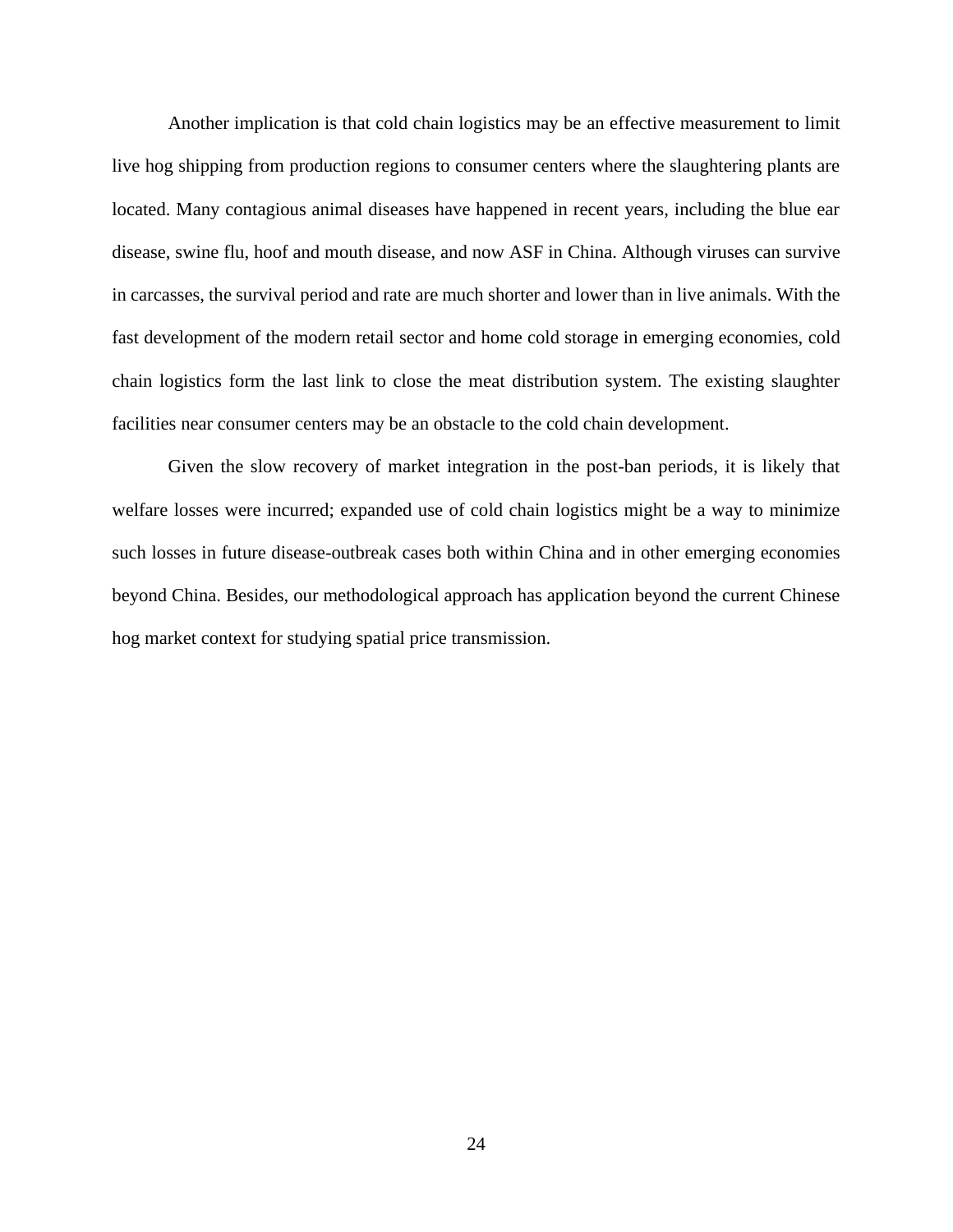Another implication is that cold chain logistics may be an effective measurement to limit live hog shipping from production regions to consumer centers where the slaughtering plants are located. Many contagious animal diseases have happened in recent years, including the blue ear disease, swine flu, hoof and mouth disease, and now ASF in China. Although viruses can survive in carcasses, the survival period and rate are much shorter and lower than in live animals. With the fast development of the modern retail sector and home cold storage in emerging economies, cold chain logistics form the last link to close the meat distribution system. The existing slaughter facilities near consumer centers may be an obstacle to the cold chain development.

Given the slow recovery of market integration in the post-ban periods, it is likely that welfare losses were incurred; expanded use of cold chain logistics might be a way to minimize such losses in future disease-outbreak cases both within China and in other emerging economies beyond China. Besides, our methodological approach has application beyond the current Chinese hog market context for studying spatial price transmission.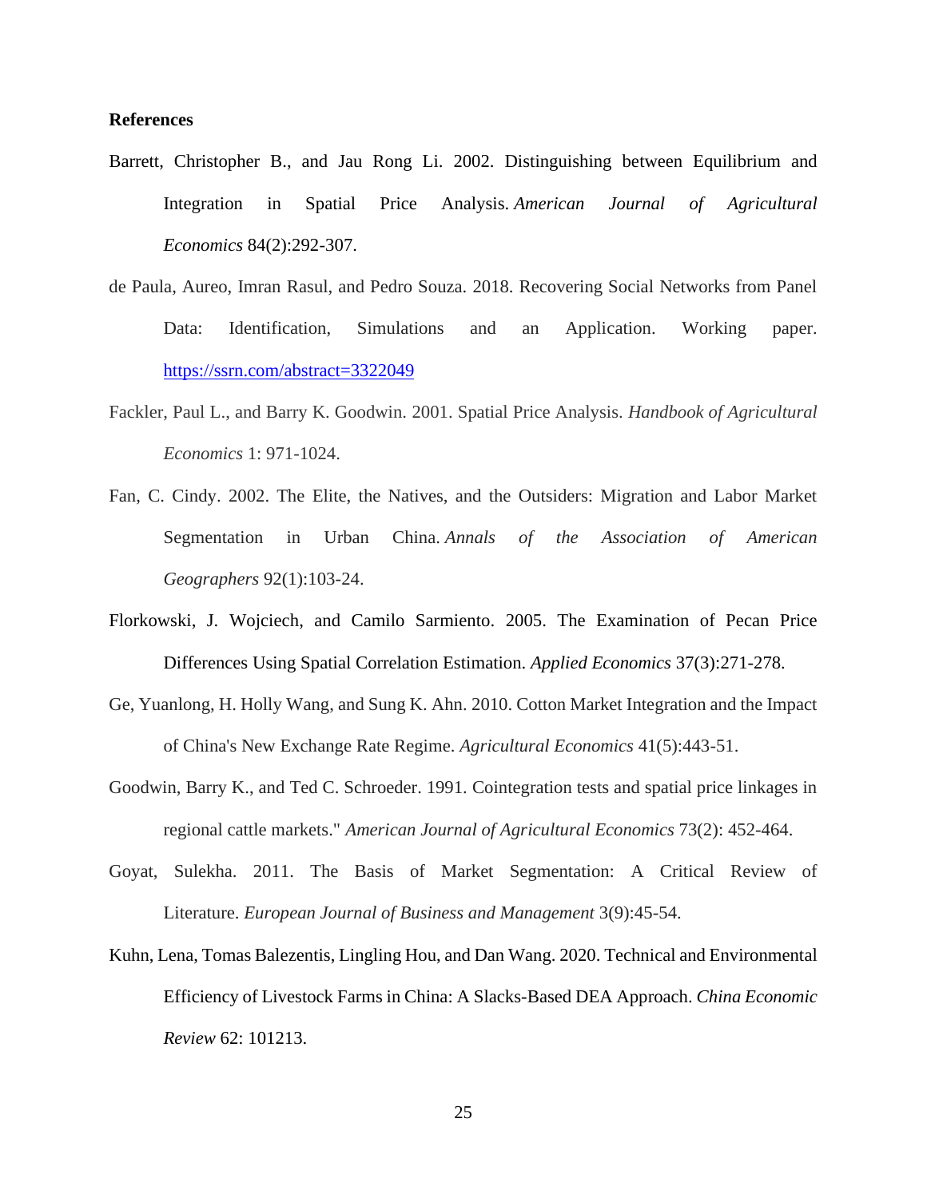**References**

Barrett, Christopher B., and Jau Rong Li. 2002. Distinguishing between Equilibrium and Integration in Spatial Price Analysis. *American Journal of Agricultural Economics* 84(2):292-307.

de Paula, Aureo, Imran Rasul, and Pedro Souza. 2018. Recovering Social Networks from Panel Data: Identification, Simulations and an Application. Working paper. https://ssrn.com/abstract=3322049

Fackler, Paul L., and Barry K. Goodwin. 2001. Spatial Price Analysis. *Handbook of Agricultural Economics* 1: 971-1024.

Fan, C. Cindy. 2002. The Elite, the Natives, and the Outsiders: Migration and Labor Market Segmentation in Urban China. *Annals of the Association of American Geographers* 92(1):103-24.

Florkowski, J. Wojciech, and Camilo Sarmiento. 2005. The Examination of Pecan Price Differences Using Spatial Correlation Estimation. *Applied Economics* 37(3):271-278.

Ge, Yuanlong, H. Holly Wang, and Sung K. Ahn. 2010. Cotton Market Integration and the Impact of China's New Exchange Rate Regime. *Agricultural Economics* 41(5):443-51.

Goodwin, Barry K., and Ted C. Schroeder. 1991. Cointegration tests and spatial price linkages in regional cattle markets." *American Journal of Agricultural Economics* 73(2): 452-464.

Goyat, Sulekha. 2011. The Basis of Market Segmentation: A Critical Review of Literature. *European Journal of Business and Management* 3(9):45-54.

Kuhn, Lena, Tomas Balezentis, Lingling Hou, and Dan Wang. 2020. Technical and Environmental Efficiency of Livestock Farms in China: A Slacks-Based DEA Approach. *China Economic Review* 62: 101213.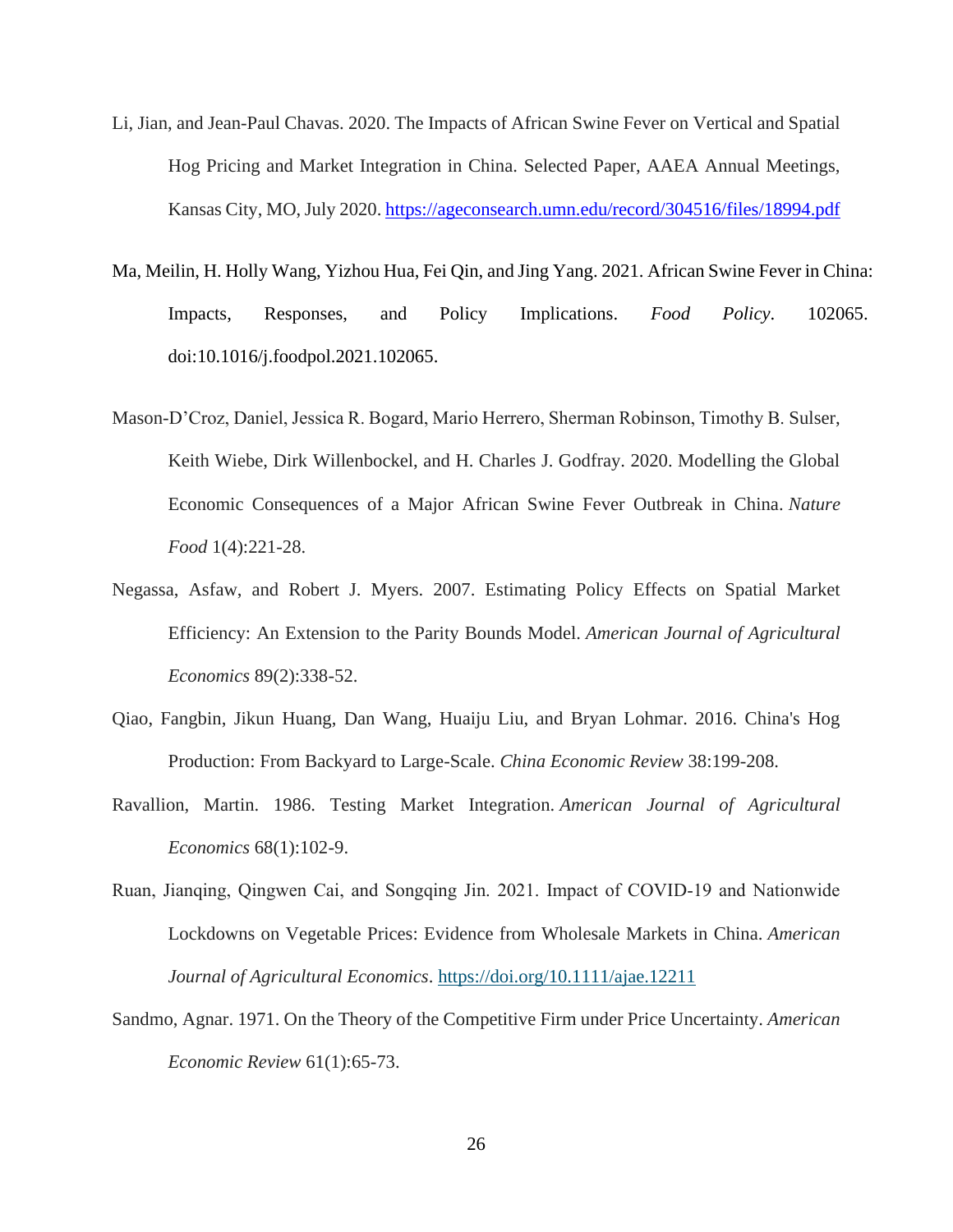Li, Jian, and Jean-Paul Chavas. 2020. The Impacts of African Swine Fever on Vertical and Spatial Hog Pricing and Market Integration in China. Selected Paper, AAEA Annual Meetings, Kansas City, MO, July 2020. https://ageconsearch.umn.edu/record/304516/files/18994.pdf

Ma, Meilin, H. Holly Wang, Yizhou Hua, Fei Qin, and Jing Yang. 2021. African Swine Fever in China: Impacts, Responses, and Policy Implications. *Food Policy*. 102065. doi:10.1016/j.foodpol.2021.102065.

Mason-D'Croz, Daniel, Jessica R. Bogard, Mario Herrero, Sherman Robinson, Timothy B. Sulser, Keith Wiebe, Dirk Willenbockel, and H. Charles J. Godfray. 2020. Modelling the Global Economic Consequences of a Major African Swine Fever Outbreak in China. *Nature Food* 1(4):221-28.

Negassa, Asfaw, and Robert J. Myers. 2007. Estimating Policy Effects on Spatial Market Efficiency: An Extension to the Parity Bounds Model. *American Journal of Agricultural Economics* 89(2):338-52.

Qiao, Fangbin, Jikun Huang, Dan Wang, Huaiju Liu, and Bryan Lohmar. 2016. China's Hog Production: From Backyard to Large-Scale. *China Economic Review* 38:199-208.

Ravallion, Martin. 1986. Testing Market Integration. *American Journal of Agricultural Economics* 68(1):102-9.

Ruan, Jianqing, Qingwen Cai, and Songqing Jin. 2021. Impact of COVID-19 and Nationwide Lockdowns on Vegetable Prices: Evidence from Wholesale Markets in China. *American Journal of Agricultural Economics*. https://doi.org/10.1111/ajae.12211

Sandmo, Agnar. 1971. On the Theory of the Competitive Firm under Price Uncertainty. *American Economic Review* 61(1):65-73.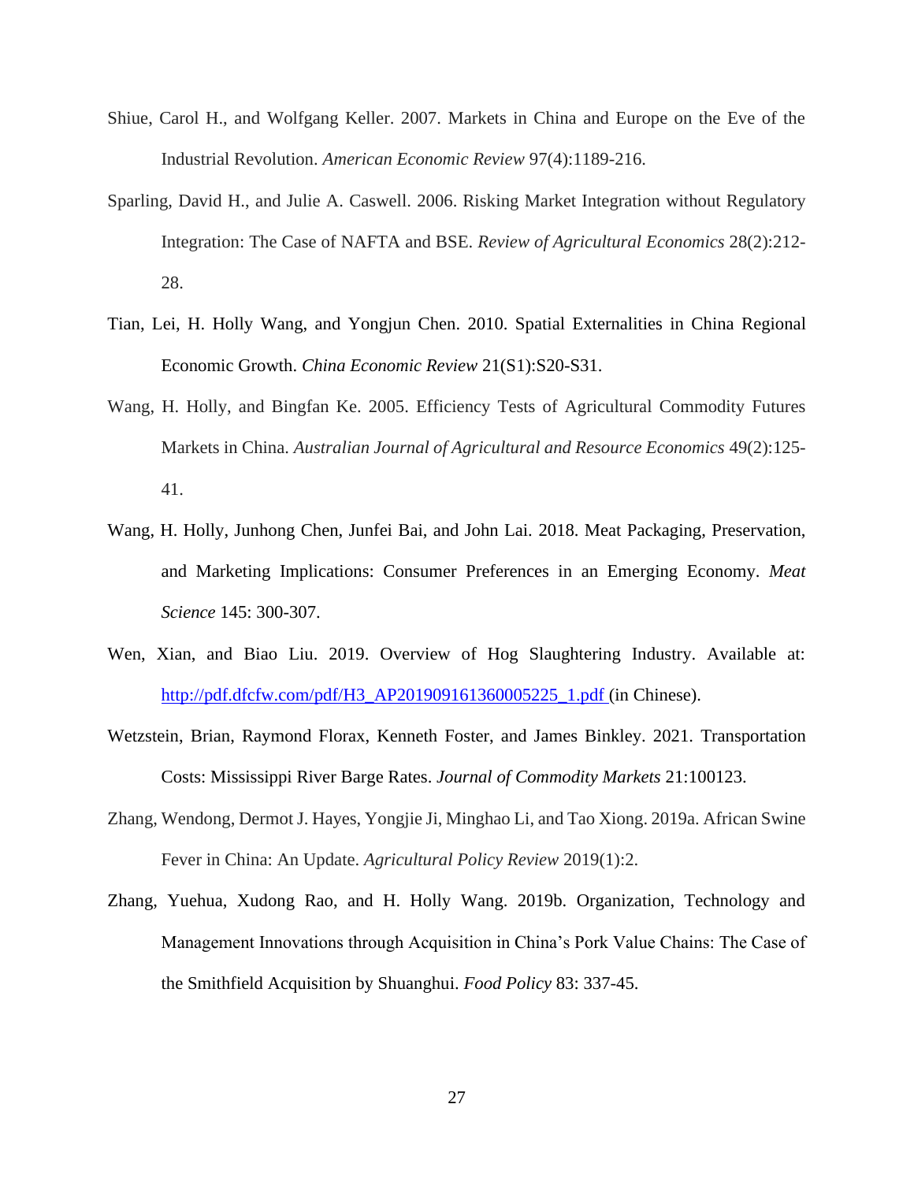Shiue, Carol H., and Wolfgang Keller. 2007. Markets in China and Europe on the Eve of the Industrial Revolution. *American Economic Review* 97(4):1189-216.

Sparling, David H., and Julie A. Caswell. 2006. Risking Market Integration without Regulatory Integration: The Case of NAFTA and BSE. *Review of Agricultural Economics* 28(2):212-28.

Tian, Lei, H. Holly Wang, and Yongjun Chen. 2010. Spatial Externalities in China Regional Economic Growth. *China Economic Review* 21(S1):S20-S31.

Wang, H. Holly, and Bingfan Ke. 2005. Efficiency Tests of Agricultural Commodity Futures Markets in China. *Australian Journal of Agricultural and Resource Economics* 49(2):125-41.

Wang, H. Holly, Junhong Chen, Junfei Bai, and John Lai. 2018. Meat Packaging, Preservation, and Marketing Implications: Consumer Preferences in an Emerging Economy. *Meat Science* 145: 300-307.

Wen, Xian, and Biao Liu. 2019. Overview of Hog Slaughtering Industry. Available at: [http://pdf.dfcfw.com/pdf/H3_AP201909161360005225_1.pdf](http://pdf.dfcfw.com/pdf/H3_AP201909161360005225_1.pdf) (in Chinese).

Wetzstein, Brian, Raymond Florax, Kenneth Foster, and James Binkley. 2021. Transportation Costs: Mississippi River Barge Rates. *Journal of Commodity Markets* 21:100123.

Zhang, Wendong, Dermot J. Hayes, Yongjie Ji, Minghao Li, and Tao Xiong. 2019a. African Swine Fever in China: An Update. *Agricultural Policy Review* 2019(1):2.

Zhang, Yuehua, Xudong Rao, and H. Holly Wang. 2019b. Organization, Technology and Management Innovations through Acquisition in China's Pork Value Chains: The Case of the Smithfield Acquisition by Shuanghui. *Food Policy* 83: 337-45.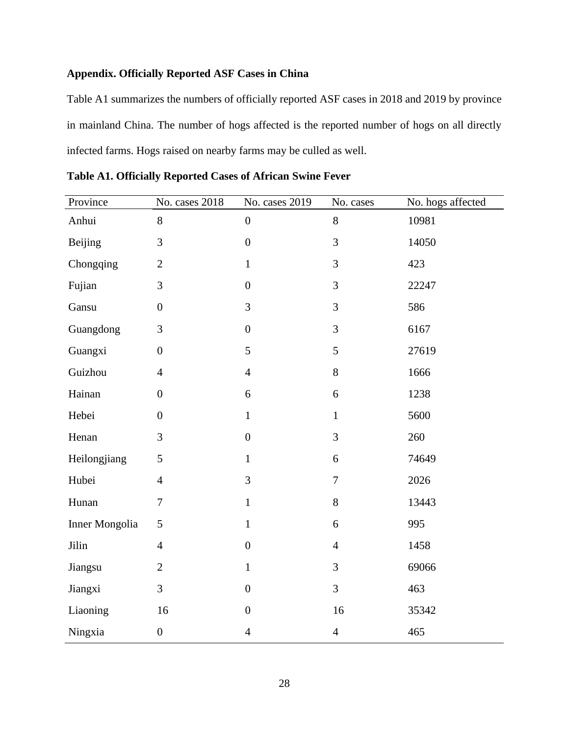**Appendix. Officially Reported ASF Cases in China**

Table A1 summarizes the numbers of officially reported ASF cases in 2018 and 2019 by province in mainland China. The number of hogs affected is the reported number of hogs on all directly infected farms. Hogs raised on nearby farms may be culled as well.

**Table A1. Officially Reported Cases of African Swine Fever**

| Province | No. cases 2018 | No. cases 2019 | No. cases | No. hogs affected |
|---|---|---|---|---|
| Anhui | 8 | 0 | 8 | 10981 |
| Beijing | 3 | 0 | 3 | 14050 |
| Chongqing | 2 | 1 | 3 | 423 |
| Fujian | 3 | 0 | 3 | 22247 |
| Gansu | 0 | 3 | 3 | 586 |
| Guangdong | 3 | 0 | 3 | 6167 |
| Guangxi | 0 | 5 | 5 | 27619 |
| Guizhou | 4 | 4 | 8 | 1666 |
| Hainan | 0 | 6 | 6 | 1238 |
| Hebei | 0 | 1 | 1 | 5600 |
| Henan | 3 | 0 | 3 | 260 |
| Heilongjiang | 5 | 1 | 6 | 74649 |
| Hubei | 4 | 3 | 7 | 2026 |
| Hunan | 7 | 1 | 8 | 13443 |
| Inner Mongolia | 5 | 1 | 6 | 995 |
| Jilin | 4 | 0 | 4 | 1458 |
| Jiangsu | 2 | 1 | 3 | 69066 |
| Jiangxi | 3 | 0 | 3 | 463 |
| Liaoning | 16 | 0 | 16 | 35342 |
| Ningxia | 0 | 4 | 4 | 465 |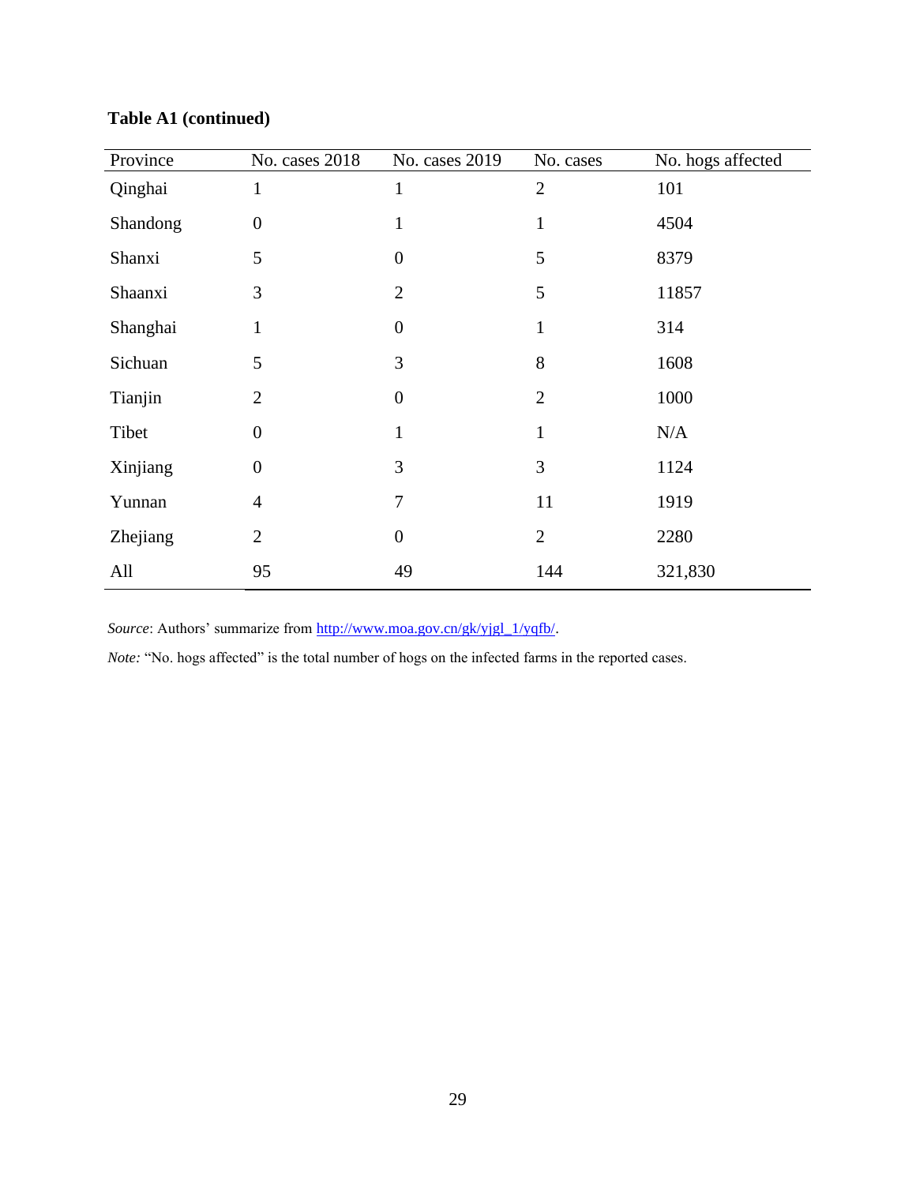**Table A1 (continued)**

| Province | No. cases 2018 | No. cases 2019 | No. cases | No. hogs affected |
|---|---|---|---|---|
| Qinghai | 1 | 1 | 2 | 101 |
| Shandong | 0 | 1 | 1 | 4504 |
| Shanxi | 5 | 0 | 5 | 8379 |
| Shaanxi | 3 | 2 | 5 | 11857 |
| Shanghai | 1 | 0 | 1 | 314 |
| Sichuan | 5 | 3 | 8 | 1608 |
| Tianjin | 2 | 0 | 2 | 1000 |
| Tibet | 0 | 1 | 1 | N/A |
| Xinjiang | 0 | 3 | 3 | 1124 |
| Yunnan | 4 | 7 | 11 | 1919 |
| Zhejiang | 2 | 0 | 2 | 2280 |
| All | 95 | 49 | 144 | 321,830 |

*Source*: Authors' summarize from http://www.moa.gov.cn/gk/yjgl_1/yqfb/.

*Note:* "No. hogs affected" is the total number of hogs on the infected farms in the reported cases.